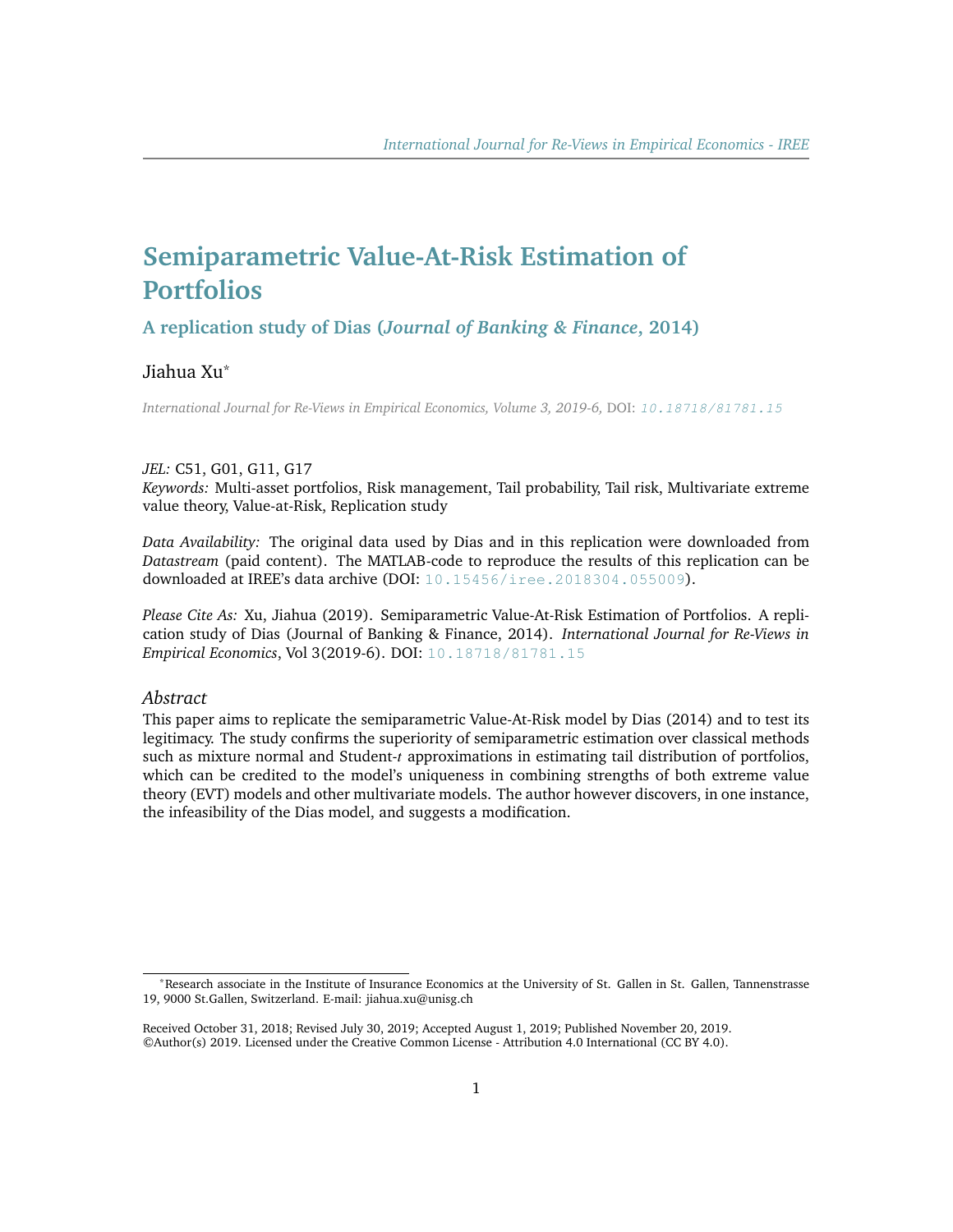# Semiparametric Value-At-Risk Estimation of Portfolios

## A replication study of Dias (*Journal of Banking & Finance*, 2014)

Jiahua Xu*

*International Journal for Re-Views in Empirical Economics, Volume 3, 2019-6,* DOI: 10.18718/81781.15

*JEL:* C51, G01, G11, G17
*Keywords:* Multi-asset portfolios, Risk management, Tail probability, Tail risk, Multivariate extreme value theory, Value-at-Risk, Replication study

*Data Availability:* The original data used by Dias and in this replication were downloaded from *Datastream* (paid content). The MATLAB-code to reproduce the results of this replication can be downloaded at IREE's data archive (DOI: 10.15456/iree.2018304.055009).

*Please Cite As:* Xu, Jiahua (2019). Semiparametric Value-At-Risk Estimation of Portfolios. A replication study of Dias (Journal of Banking & Finance, 2014). *International Journal for Re-Views in Empirical Economics*, Vol 3(2019-6). DOI: 10.18718/81781.15

### *Abstract*

This paper aims to replicate the semiparametric Value-At-Risk model by Dias (2014) and to test its legitimacy. The study confirms the superiority of semiparametric estimation over classical methods such as mixture normal and Student-*t* approximations in estimating tail distribution of portfolios, which can be credited to the model's uniqueness in combining strengths of both extreme value theory (EVT) models and other multivariate models. The author however discovers, in one instance, the infeasibility of the Dias model, and suggests a modification.

*Research associate in the Institute of Insurance Economics at the University of St. Gallen in St. Gallen, Tannenstrasse 19, 9000 St.Gallen, Switzerland. E-mail: jiahua.xu@unisg.ch

Received October 31, 2018; Revised July 30, 2019; Accepted August 1, 2019; Published November 20, 2019.
©Author(s) 2019. Licensed under the Creative Common License - Attribution 4.0 International (CC BY 4.0).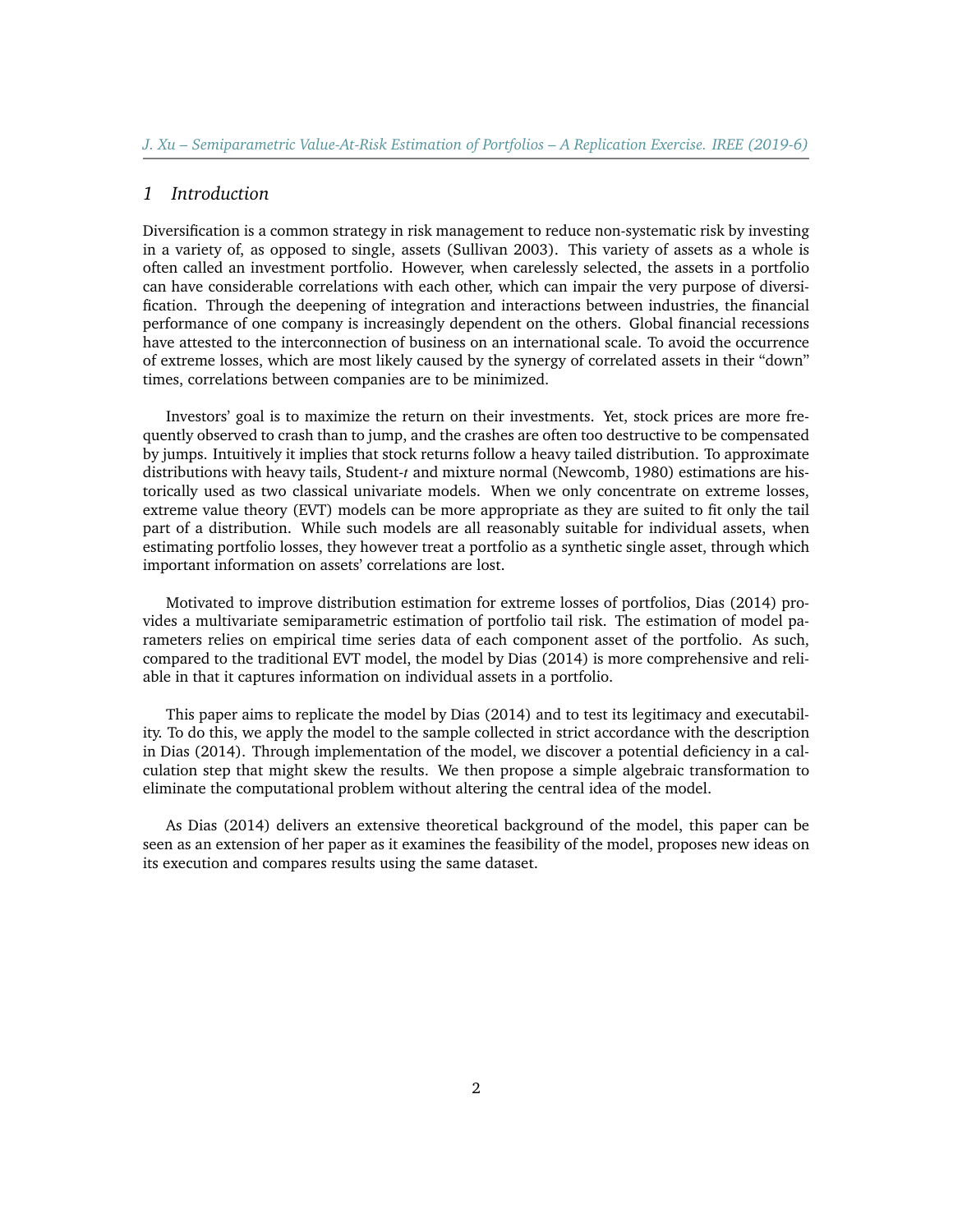## 1 Introduction

Diversification is a common strategy in risk management to reduce non-systematic risk by investing in a variety of, as opposed to single, assets (Sullivan 2003). This variety of assets as a whole is often called an investment portfolio. However, when carelessly selected, the assets in a portfolio can have considerable correlations with each other, which can impair the very purpose of diversification. Through the deepening of integration and interactions between industries, the financial performance of one company is increasingly dependent on the others. Global financial recessions have attested to the interconnection of business on an international scale. To avoid the occurrence of extreme losses, which are most likely caused by the synergy of correlated assets in their "down" times, correlations between companies are to be minimized.

Investors' goal is to maximize the return on their investments. Yet, stock prices are more frequently observed to crash than to jump, and the crashes are often too destructive to be compensated by jumps. Intuitively it implies that stock returns follow a heavy tailed distribution. To approximate distributions with heavy tails, Student-*t* and mixture normal (Newcomb, 1980) estimations are historically used as two classical univariate models. When we only concentrate on extreme losses, extreme value theory (EVT) models can be more appropriate as they are suited to fit only the tail part of a distribution. While such models are all reasonably suitable for individual assets, when estimating portfolio losses, they however treat a portfolio as a synthetic single asset, through which important information on assets' correlations are lost.

Motivated to improve distribution estimation for extreme losses of portfolios, Dias (2014) provides a multivariate semiparametric estimation of portfolio tail risk. The estimation of model parameters relies on empirical time series data of each component asset of the portfolio. As such, compared to the traditional EVT model, the model by Dias (2014) is more comprehensive and reliable in that it captures information on individual assets in a portfolio.

This paper aims to replicate the model by Dias (2014) and to test its legitimacy and executability. To do this, we apply the model to the sample collected in strict accordance with the description in Dias (2014). Through implementation of the model, we discover a potential deficiency in a calculation step that might skew the results. We then propose a simple algebraic transformation to eliminate the computational problem without altering the central idea of the model.

As Dias (2014) delivers an extensive theoretical background of the model, this paper can be seen as an extension of her paper as it examines the feasibility of the model, proposes new ideas on its execution and compares results using the same dataset.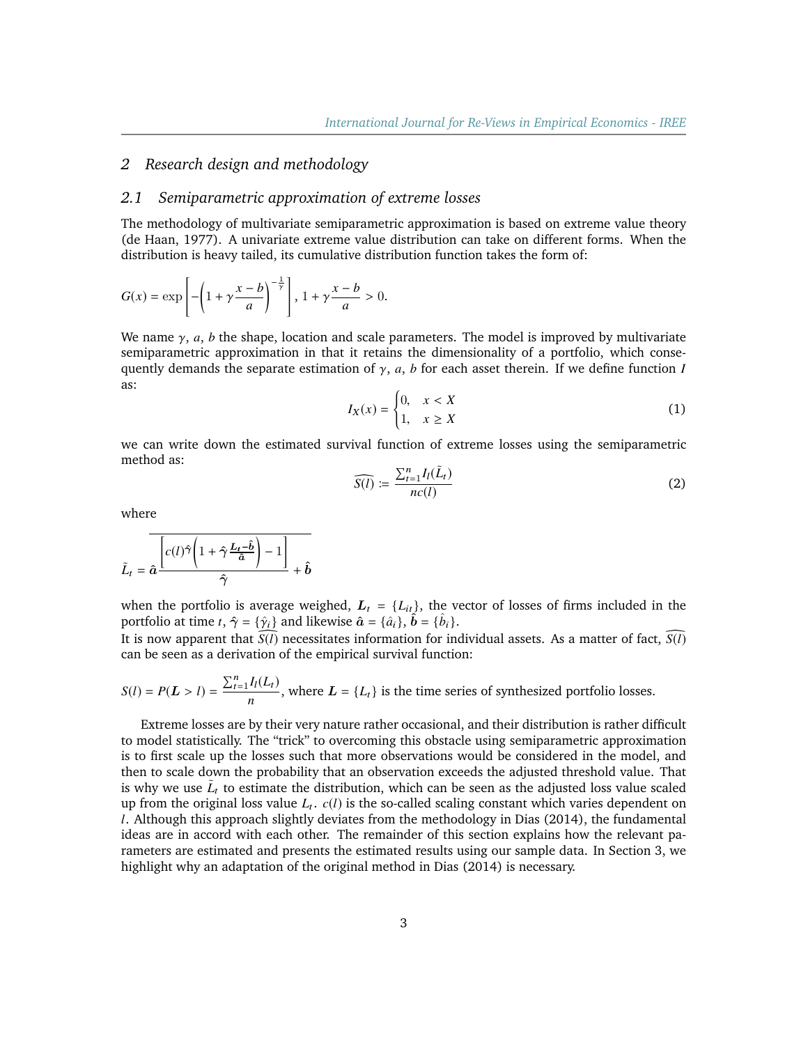## 2 Research design and methodology

### 2.1 Semiparametric approximation of extreme losses

The methodology of multivariate semiparametric approximation is based on extreme value theory (de Haan, 1977). A univariate extreme value distribution can take on different forms. When the distribution is heavy tailed, its cumulative distribution function takes the form of:

$$G(x) = \exp\left[-\left(1+\gamma\frac{x-b}{a}\right)^{-\frac{1}{\gamma}}\right],\ 1+\gamma\frac{x-b}{a} > 0.$$

We name $\gamma$, $a$, $b$ the shape, location and scale parameters. The model is improved by multivariate semiparametric approximation in that it retains the dimensionality of a portfolio, which consequently demands the separate estimation of $\gamma$, $a$, $b$ for each asset therein. If we define function $I$ as:

$$I_X(x) = \begin{cases} 0, & x < X \\ 1, & x \geq X \end{cases} \tag{1}$$

we can write down the estimated survival function of extreme losses using the semiparametric method as:

$$\widehat{S(l)} := \frac{\sum_{t=1}^{n} I_l(\tilde{L}_t)}{nc(l)} \tag{2}$$

where

$$\tilde{L}_t = \hat{\boldsymbol{a}}\overline{\frac{\left[c(l)^{\hat{\gamma}}\left(1+\hat{\gamma}\,\frac{\boldsymbol{L_t}-\hat{\boldsymbol{b}}}{\hat{\boldsymbol{a}}}\right)-1\right]}{\hat{\boldsymbol{\gamma}}}} + \hat{\boldsymbol{b}}$$

when the portfolio is average weighed, $\boldsymbol{L}_t = \{L_{it}\}$, the vector of losses of firms included in the portfolio at time $t$, $\hat{\boldsymbol{\gamma}} = \{\hat{\gamma}_i\}$ and likewise $\hat{\boldsymbol{a}} = \{\hat{a}_i\}$, $\hat{\boldsymbol{b}} = \{\hat{b}_i\}$.
It is now apparent that $\widehat{S(l)}$ necessitates information for individual assets. As a matter of fact, $\widehat{S(l)}$ can be seen as a derivation of the empirical survival function:

$$S(l) = P(\boldsymbol{L} > l) = \frac{\sum_{t=1}^{n} I_l(L_t)}{n},\ \text{where } \boldsymbol{L} = \{L_t\} \text{ is the time series of synthesized portfolio losses.}$$

Extreme losses are by their very nature rather occasional, and their distribution is rather difficult to model statistically. The "trick" to overcoming this obstacle using semiparametric approximation is to first scale up the losses such that more observations would be considered in the model, and then to scale down the probability that an observation exceeds the adjusted threshold value. That is why we use $\tilde{L}_t$ to estimate the distribution, which can be seen as the adjusted loss value scaled up from the original loss value $L_t$. $c(l)$ is the so-called scaling constant which varies dependent on $l$. Although this approach slightly deviates from the methodology in Dias (2014), the fundamental ideas are in accord with each other. The remainder of this section explains how the relevant parameters are estimated and presents the estimated results using our sample data. In Section 3, we highlight why an adaptation of the original method in Dias (2014) is necessary.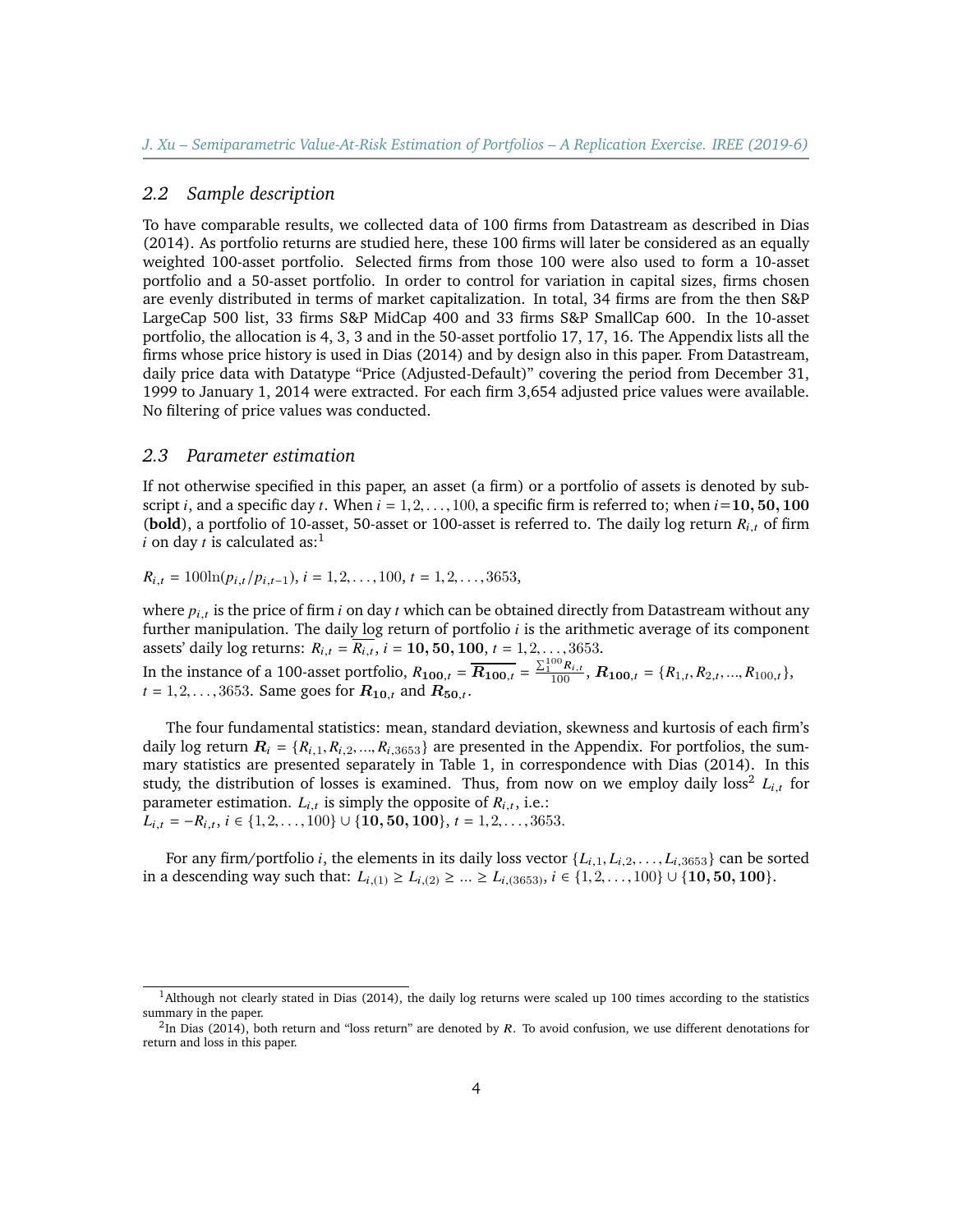## 2.2 Sample description

To have comparable results, we collected data of 100 firms from Datastream as described in Dias (2014). As portfolio returns are studied here, these 100 firms will later be considered as an equally weighted 100-asset portfolio. Selected firms from those 100 were also used to form a 10-asset portfolio and a 50-asset portfolio. In order to control for variation in capital sizes, firms chosen are evenly distributed in terms of market capitalization. In total, 34 firms are from the then S&P LargeCap 500 list, 33 firms S&P MidCap 400 and 33 firms S&P SmallCap 600. In the 10-asset portfolio, the allocation is 4, 3, 3 and in the 50-asset portfolio 17, 17, 16. The Appendix lists all the firms whose price history is used in Dias (2014) and by design also in this paper. From Datastream, daily price data with Datatype "Price (Adjusted-Default)" covering the period from December 31, 1999 to January 1, 2014 were extracted. For each firm 3,654 adjusted price values were available. No filtering of price values was conducted.

## 2.3 Parameter estimation

If not otherwise specified in this paper, an asset (a firm) or a portfolio of assets is denoted by subscript $i$, and a specific day $t$. When $i = 1, 2, \ldots, 100$, a specific firm is referred to; when $i = \mathbf{10, 50, 100}$ (**bold**), a portfolio of 10-asset, 50-asset or 100-asset is referred to. The daily log return $R_{i,t}$ of firm $i$ on day $t$ is calculated as:[1]

$R_{i,t} = 100\ln(p_{i,t}/p_{i,t-1})$, $i = 1, 2, \ldots, 100$, $t = 1, 2, \ldots, 3653$,

where $p_{i,t}$ is the price of firm $i$ on day $t$ which can be obtained directly from Datastream without any further manipulation. The daily log return of portfolio $i$ is the arithmetic average of its component assets' daily log returns: $R_{i,t} = \overline{R_{i,t}}$, $i = \mathbf{10, 50, 100}$, $t = 1, 2, \ldots, 3653$.
In the instance of a 100-asset portfolio, $R_{\mathbf{100},t} = \overline{\boldsymbol{R}_{\mathbf{100},t}} = \frac{\sum_1^{100} R_{i,t}}{100}$, $\boldsymbol{R}_{\mathbf{100},t} = \{R_{1,t}, R_{2,t}, \ldots, R_{100,t}\}$, $t = 1, 2, \ldots, 3653$. Same goes for $\boldsymbol{R}_{\mathbf{10},t}$ and $\boldsymbol{R}_{\mathbf{50},t}$.

The four fundamental statistics: mean, standard deviation, skewness and kurtosis of each firm's daily log return $\boldsymbol{R}_i = \{R_{i,1}, R_{i,2}, \ldots, R_{i,3653}\}$ are presented in the Appendix. For portfolios, the summary statistics are presented separately in Table 1, in correspondence with Dias (2014). In this study, the distribution of losses is examined. Thus, from now on we employ daily loss[2] $L_{i,t}$ for parameter estimation. $L_{i,t}$ is simply the opposite of $R_{i,t}$, i.e.:
$L_{i,t} = -R_{i,t}$, $i \in \{1, 2, \ldots, 100\} \cup \{\mathbf{10, 50, 100}\}$, $t = 1, 2, \ldots, 3653$.

For any firm/portfolio $i$, the elements in its daily loss vector $\{L_{i,1}, L_{i,2}, \ldots, L_{i,3653}\}$ can be sorted in a descending way such that: $L_{i,(1)} \geq L_{i,(2)} \geq \ldots \geq L_{i,(3653)}$, $i \in \{1, 2, \ldots, 100\} \cup \{\mathbf{10, 50, 100}\}$.

---

[1] Although not clearly stated in Dias (2014), the daily log returns were scaled up 100 times according to the statistics summary in the paper.

[2] In Dias (2014), both return and "loss return" are denoted by $R$. To avoid confusion, we use different denotations for return and loss in this paper.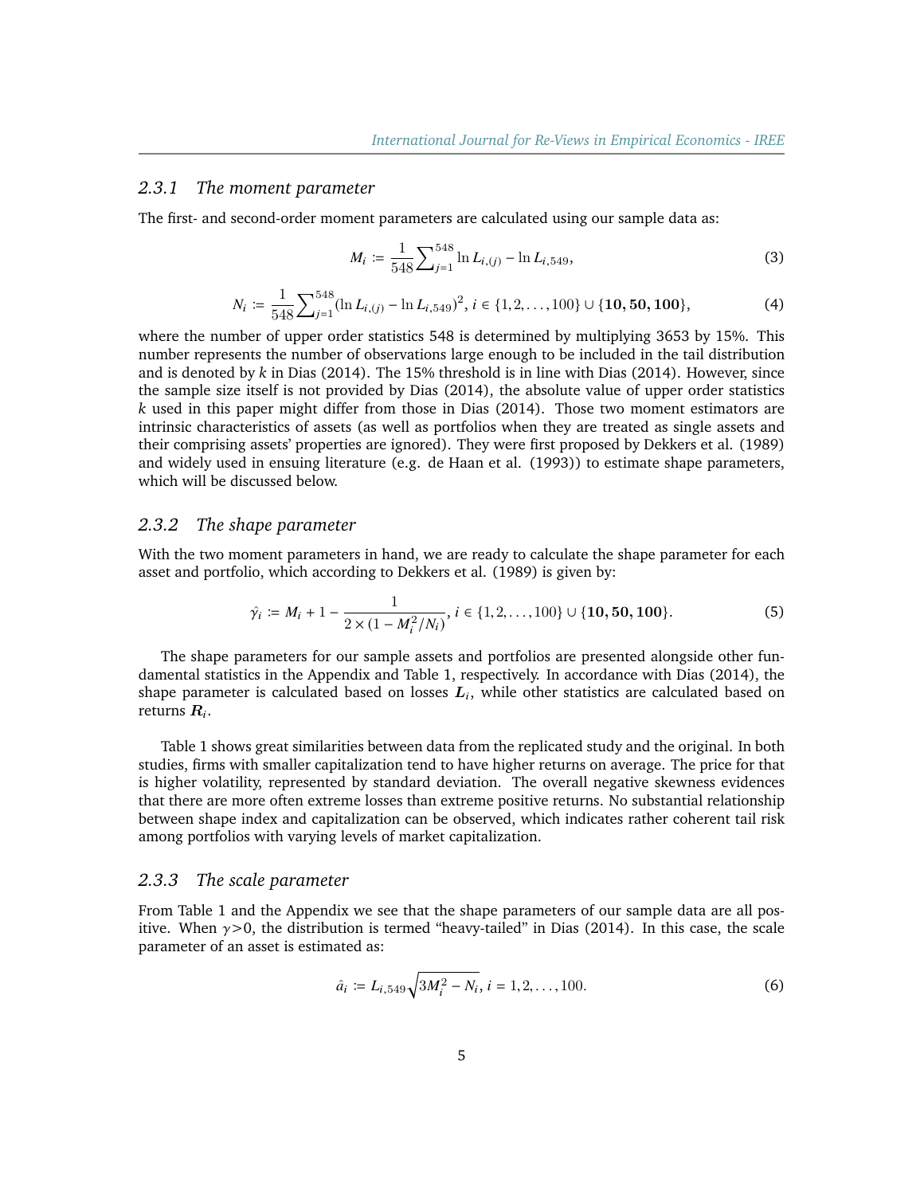### 2.3.1 The moment parameter

The first- and second-order moment parameters are calculated using our sample data as:

$$M_i := \frac{1}{548}\sum\nolimits_{j=1}^{548} \ln L_{i,(j)} - \ln L_{i,549}, \tag{3}$$

$$N_i := \frac{1}{548}\sum\nolimits_{j=1}^{548} (\ln L_{i,(j)} - \ln L_{i,549})^2, \; i \in \{1, 2, \ldots, 100\} \cup \{\mathbf{10}, \mathbf{50}, \mathbf{100}\}, \tag{4}$$

where the number of upper order statistics 548 is determined by multiplying 3653 by 15%. This number represents the number of observations large enough to be included in the tail distribution and is denoted by $k$ in Dias (2014). The 15% threshold is in line with Dias (2014). However, since the sample size itself is not provided by Dias (2014), the absolute value of upper order statistics $k$ used in this paper might differ from those in Dias (2014). Those two moment estimators are intrinsic characteristics of assets (as well as portfolios when they are treated as single assets and their comprising assets' properties are ignored). They were first proposed by Dekkers et al. (1989) and widely used in ensuing literature (e.g. de Haan et al. (1993)) to estimate shape parameters, which will be discussed below.

### 2.3.2 The shape parameter

With the two moment parameters in hand, we are ready to calculate the shape parameter for each asset and portfolio, which according to Dekkers et al. (1989) is given by:

$$\hat{\gamma}_i := M_i + 1 - \frac{1}{2 \times (1 - M_i^2/N_i)}, \; i \in \{1, 2, \ldots, 100\} \cup \{\mathbf{10}, \mathbf{50}, \mathbf{100}\}. \tag{5}$$

The shape parameters for our sample assets and portfolios are presented alongside other fundamental statistics in the Appendix and Table 1, respectively. In accordance with Dias (2014), the shape parameter is calculated based on losses $\boldsymbol{L}_i$, while other statistics are calculated based on returns $\boldsymbol{R}_i$.

Table 1 shows great similarities between data from the replicated study and the original. In both studies, firms with smaller capitalization tend to have higher returns on average. The price for that is higher volatility, represented by standard deviation. The overall negative skewness evidences that there are more often extreme losses than extreme positive returns. No substantial relationship between shape index and capitalization can be observed, which indicates rather coherent tail risk among portfolios with varying levels of market capitalization.

### 2.3.3 The scale parameter

From Table 1 and the Appendix we see that the shape parameters of our sample data are all positive. When $\gamma > 0$, the distribution is termed "heavy-tailed" in Dias (2014). In this case, the scale parameter of an asset is estimated as:

$$\hat{a}_i := L_{i,549}\sqrt{3M_i^2 - N_i}, \; i = 1, 2, \ldots, 100. \tag{6}$$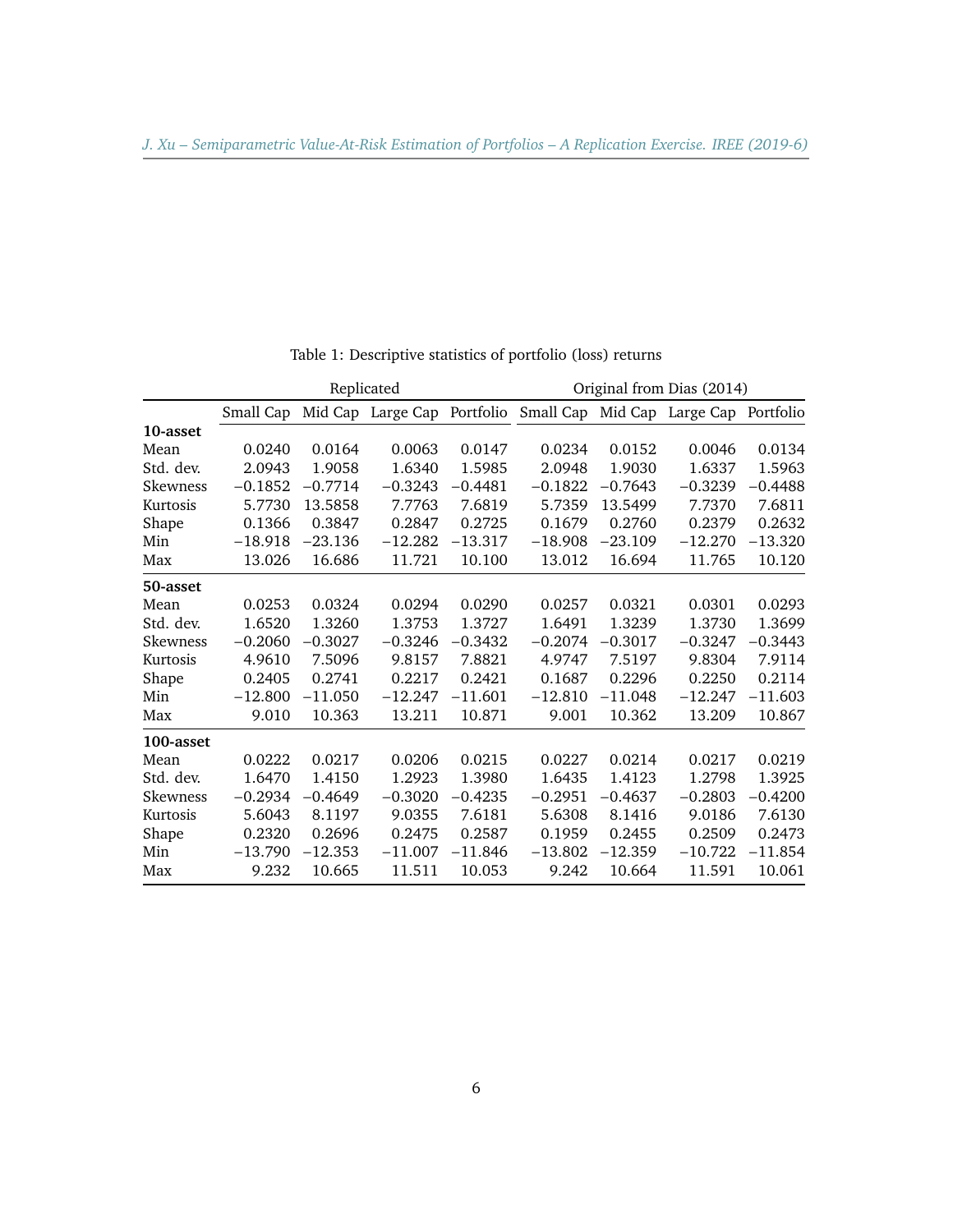Table 1: Descriptive statistics of portfolio (loss) returns

| | Replicated | | | | Original from Dias (2014) | | | |
|---|---|---|---|---|---|---|---|---|
| | Small Cap | Mid Cap | Large Cap | Portfolio | Small Cap | Mid Cap | Large Cap | Portfolio |
| **10-asset** | | | | | | | | |
| Mean | 0.0240 | 0.0164 | 0.0063 | 0.0147 | 0.0234 | 0.0152 | 0.0046 | 0.0134 |
| Std. dev. | 2.0943 | 1.9058 | 1.6340 | 1.5985 | 2.0948 | 1.9030 | 1.6337 | 1.5963 |
| Skewness | −0.1852 | −0.7714 | −0.3243 | −0.4481 | −0.1822 | −0.7643 | −0.3239 | −0.4488 |
| Kurtosis | 5.7730 | 13.5858 | 7.7763 | 7.6819 | 5.7359 | 13.5499 | 7.7370 | 7.6811 |
| Shape | 0.1366 | 0.3847 | 0.2847 | 0.2725 | 0.1679 | 0.2760 | 0.2379 | 0.2632 |
| Min | −18.918 | −23.136 | −12.282 | −13.317 | −18.908 | −23.109 | −12.270 | −13.320 |
| Max | 13.026 | 16.686 | 11.721 | 10.100 | 13.012 | 16.694 | 11.765 | 10.120 |
| **50-asset** | | | | | | | | |
| Mean | 0.0253 | 0.0324 | 0.0294 | 0.0290 | 0.0257 | 0.0321 | 0.0301 | 0.0293 |
| Std. dev. | 1.6520 | 1.3260 | 1.3753 | 1.3727 | 1.6491 | 1.3239 | 1.3730 | 1.3699 |
| Skewness | −0.2060 | −0.3027 | −0.3246 | −0.3432 | −0.2074 | −0.3017 | −0.3247 | −0.3443 |
| Kurtosis | 4.9610 | 7.5096 | 9.8157 | 7.8821 | 4.9747 | 7.5197 | 9.8304 | 7.9114 |
| Shape | 0.2405 | 0.2741 | 0.2217 | 0.2421 | 0.1687 | 0.2296 | 0.2250 | 0.2114 |
| Min | −12.800 | −11.050 | −12.247 | −11.601 | −12.810 | −11.048 | −12.247 | −11.603 |
| Max | 9.010 | 10.363 | 13.211 | 10.871 | 9.001 | 10.362 | 13.209 | 10.867 |
| **100-asset** | | | | | | | | |
| Mean | 0.0222 | 0.0217 | 0.0206 | 0.0215 | 0.0227 | 0.0214 | 0.0217 | 0.0219 |
| Std. dev. | 1.6470 | 1.4150 | 1.2923 | 1.3980 | 1.6435 | 1.4123 | 1.2798 | 1.3925 |
| Skewness | −0.2934 | −0.4649 | −0.3020 | −0.4235 | −0.2951 | −0.4637 | −0.2803 | −0.4200 |
| Kurtosis | 5.6043 | 8.1197 | 9.0355 | 7.6181 | 5.6308 | 8.1416 | 9.0186 | 7.6130 |
| Shape | 0.2320 | 0.2696 | 0.2475 | 0.2587 | 0.1959 | 0.2455 | 0.2509 | 0.2473 |
| Min | −13.790 | −12.353 | −11.007 | −11.846 | −13.802 | −12.359 | −10.722 | −11.854 |
| Max | 9.232 | 10.665 | 11.511 | 10.053 | 9.242 | 10.664 | 11.591 | 10.061 |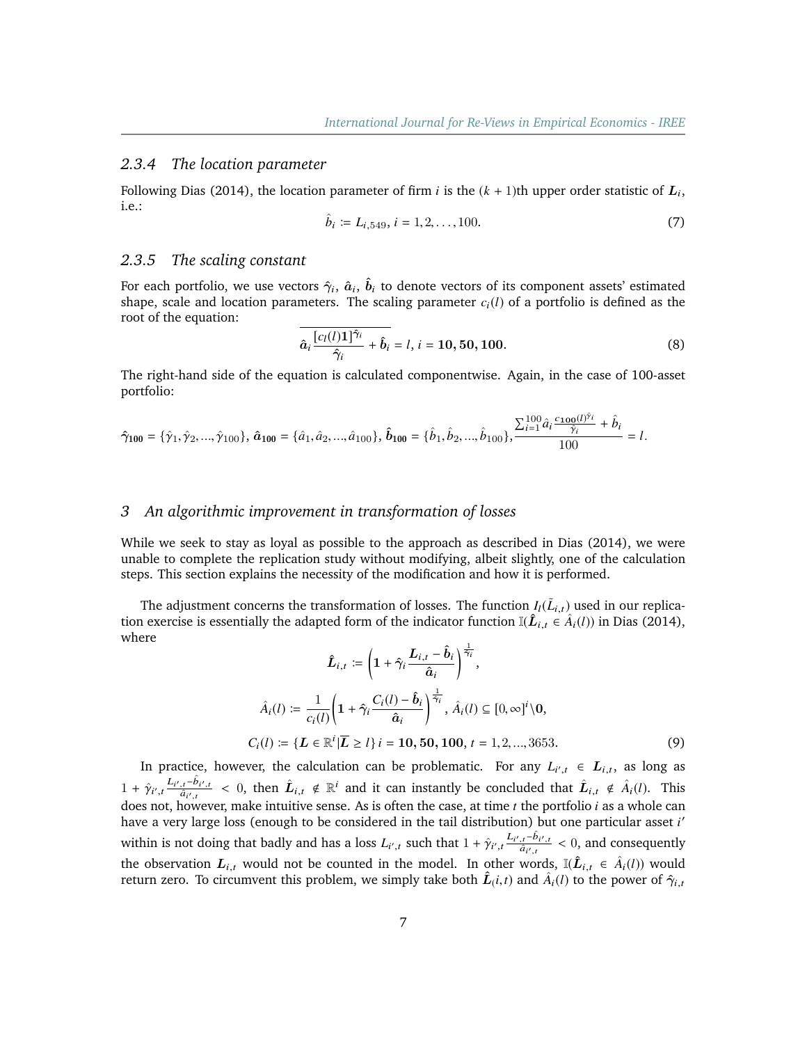### 2.3.4 The location parameter

Following Dias (2014), the location parameter of firm $i$ is the $(k+1)$th upper order statistic of $\boldsymbol{L}_i$, i.e.:

$$\hat{b}_i := L_{i,549},\ i = 1, 2, \ldots, 100. \tag{7}$$

### 2.3.5 The scaling constant

For each portfolio, we use vectors $\hat{\boldsymbol{\gamma}}_i$, $\hat{\boldsymbol{a}}_i$, $\hat{\boldsymbol{b}}_i$ to denote vectors of its component assets' estimated shape, scale and location parameters. The scaling parameter $c_i(l)$ of a portfolio is defined as the root of the equation:

$$\overline{\hat{\boldsymbol{a}}_i \frac{[c_l(l)\mathbf{1}]^{\hat{\boldsymbol{\gamma}}_i}}{\hat{\boldsymbol{\gamma}}_i} + \hat{\boldsymbol{b}}_i} = l,\ i = \mathbf{10}, \mathbf{50}, \mathbf{100}. \tag{8}$$

The right-hand side of the equation is calculated componentwise. Again, in the case of 100-asset portfolio:

$$\hat{\boldsymbol{\gamma}}_{\mathbf{100}} = \{\hat{\gamma}_1, \hat{\gamma}_2, ..., \hat{\gamma}_{100}\},\ \hat{\boldsymbol{a}}_{\mathbf{100}} = \{\hat{a}_1, \hat{a}_2, ..., \hat{a}_{100}\},\ \hat{\boldsymbol{b}}_{\mathbf{100}} = \{\hat{b}_1, \hat{b}_2, ..., \hat{b}_{100}\}, \frac{\sum_{i=1}^{100} \hat{a}_i \frac{c_{\mathbf{100}}(l)^{\hat{\gamma}_i}}{\hat{\gamma}_i} + \hat{b}_i}{100} = l.$$

## 3 An algorithmic improvement in transformation of losses

While we seek to stay as loyal as possible to the approach as described in Dias (2014), we were unable to complete the replication study without modifying, albeit slightly, one of the calculation steps. This section explains the necessity of the modification and how it is performed.

The adjustment concerns the transformation of losses. The function $I_l(\tilde{L}_{i,t})$ used in our replication exercise is essentially the adapted form of the indicator function $\mathbb{I}(\hat{\boldsymbol{L}}_{i,t} \in \hat{A}_i(l))$ in Dias (2014), where

$$\hat{\boldsymbol{L}}_{i,t} := \left(\mathbf{1} + \hat{\boldsymbol{\gamma}}_i \frac{\boldsymbol{L}_{i,t} - \hat{\boldsymbol{b}}_i}{\hat{\boldsymbol{a}}_i}\right)^{\frac{1}{\hat{\boldsymbol{\gamma}}_i}},$$

$$\hat{A}_i(l) := \frac{1}{c_i(l)}\left(\mathbf{1} + \hat{\boldsymbol{\gamma}}_i \frac{C_i(l) - \hat{\boldsymbol{b}}_i}{\hat{\boldsymbol{a}}_i}\right)^{\frac{1}{\hat{\boldsymbol{\gamma}}_i}},\ \hat{A}_i(l) \subseteq [0, \infty]^i \backslash \mathbf{0},$$

$$C_i(l) := \{\boldsymbol{L} \in \mathbb{R}^i | \overline{\boldsymbol{L}} \geq l\}\ i = \mathbf{10}, \mathbf{50}, \mathbf{100},\ t = 1, 2, ..., 3653. \tag{9}$$

In practice, however, the calculation can be problematic. For any $L_{i',t} \in \boldsymbol{L}_{i,t}$, as long as $1 + \hat{\gamma}_{i',t} \frac{L_{i',t} - \hat{b}_{i',t}}{\hat{a}_{i',t}} < 0$, then $\hat{\boldsymbol{L}}_{i,t} \notin \mathbb{R}^i$ and it can instantly be concluded that $\hat{\boldsymbol{L}}_{i,t} \notin \hat{A}_i(l)$. This does not, however, make intuitive sense. As is often the case, at time $t$ the portfolio $i$ as a whole can have a very large loss (enough to be considered in the tail distribution) but one particular asset $i'$ within is not doing that badly and has a loss $L_{i',t}$ such that $1 + \hat{\gamma}_{i',t} \frac{L_{i',t} - \hat{b}_{i',t}}{\hat{a}_{i',t}} < 0$, and consequently the observation $\boldsymbol{L}_{i,t}$ would not be counted in the model. In other words, $\mathbb{I}(\hat{\boldsymbol{L}}_{i,t} \in \hat{A}_i(l))$ would return zero. To circumvent this problem, we simply take both $\hat{\boldsymbol{L}}_{(}i,t)$ and $\hat{A}_i(l)$ to the power of $\hat{\boldsymbol{\gamma}}_{i,t}$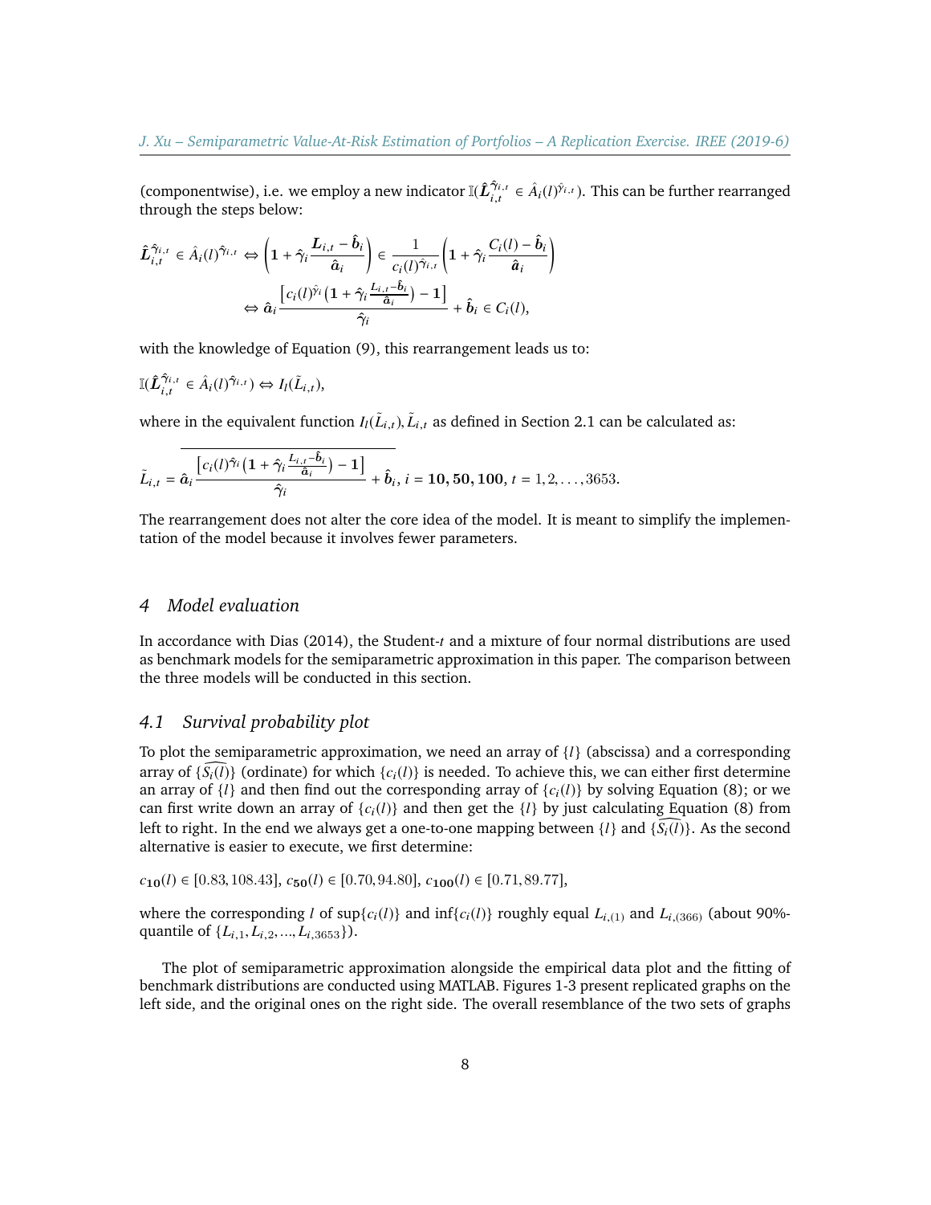(componentwise), i.e. we employ a new indicator $\mathbb{I}(\hat{\boldsymbol{L}}_{i,t}^{\hat{\gamma}_{i,t}} \in \hat{A}_i(l)^{\hat{\gamma}_{i,t}})$. This can be further rearranged through the steps below:

$$\hat{\boldsymbol{L}}_{i,t}^{\hat{\gamma}_{i,t}} \in \hat{A}_i(l)^{\hat{\gamma}_{i,t}} \Leftrightarrow \left(\mathbf{1} + \hat{\gamma}_i \frac{\boldsymbol{L}_{i,t} - \hat{\boldsymbol{b}}_i}{\hat{\boldsymbol{a}}_i}\right) \in \frac{1}{c_i(l)^{\hat{\gamma}_{i,t}}}\left(\mathbf{1} + \hat{\gamma}_i \frac{C_i(l) - \hat{\boldsymbol{b}}_i}{\hat{\boldsymbol{a}}_i}\right)$$

$$\Leftrightarrow \hat{\boldsymbol{a}}_i \frac{\left[c_i(l)^{\hat{\gamma}_i}\left(\mathbf{1} + \hat{\gamma}_i \frac{L_{i,t} - \hat{\boldsymbol{b}}_i}{\hat{\boldsymbol{a}}_i}\right) - \mathbf{1}\right]}{\hat{\gamma}_i} + \hat{\boldsymbol{b}}_i \in C_i(l),$$

with the knowledge of Equation (9), this rearrangement leads us to:

$$\mathbb{I}(\hat{\boldsymbol{L}}_{i,t}^{\hat{\gamma}_{i,t}} \in \hat{A}_i(l)^{\hat{\gamma}_{i,t}}) \Leftrightarrow I_l(\tilde{L}_{i,t}),$$

where in the equivalent function $I_l(\tilde{L}_{i,t}), \tilde{L}_{i,t}$ as defined in Section 2.1 can be calculated as:

$$\tilde{L}_{i,t} = \overline{\hat{\boldsymbol{a}}_i \frac{\left[c_i(l)^{\hat{\gamma}_i}\left(\mathbf{1} + \hat{\gamma}_i \frac{L_{i,t} - \hat{\boldsymbol{b}}_i}{\hat{\boldsymbol{a}}_i}\right) - \mathbf{1}\right]}{\hat{\gamma}_i} + \hat{\boldsymbol{b}}_i}, \; i = \mathbf{10}, \mathbf{50}, \mathbf{100}, \; t = 1, 2, \ldots, 3653.$$

The rearrangement does not alter the core idea of the model. It is meant to simplify the implementation of the model because it involves fewer parameters.

## 4 Model evaluation

In accordance with Dias (2014), the Student-$t$ and a mixture of four normal distributions are used as benchmark models for the semiparametric approximation in this paper. The comparison between the three models will be conducted in this section.

### 4.1 Survival probability plot

To plot the semiparametric approximation, we need an array of $\{l\}$ (abscissa) and a corresponding array of $\{\widehat{S_i(l)}\}$ (ordinate) for which $\{c_i(l)\}$ is needed. To achieve this, we can either first determine an array of $\{l\}$ and then find out the corresponding array of $\{c_i(l)\}$ by solving Equation (8); or we can first write down an array of $\{c_i(l)\}$ and then get the $\{l\}$ by just calculating Equation (8) from left to right. In the end we always get a one-to-one mapping between $\{l\}$ and $\{\widehat{S_i(l)}\}$. As the second alternative is easier to execute, we first determine:

$c_{\mathbf{10}}(l) \in [0.83, 108.43]$, $c_{\mathbf{50}}(l) \in [0.70, 94.80]$, $c_{\mathbf{100}}(l) \in [0.71, 89.77]$,

where the corresponding $l$ of $\sup\{c_i(l)\}$ and $\inf\{c_i(l)\}$ roughly equal $L_{i,(1)}$ and $L_{i,(366)}$ (about 90%-quantile of $\{L_{i,1}, L_{i,2}, ..., L_{i,3653}\}$).

The plot of semiparametric approximation alongside the empirical data plot and the fitting of benchmark distributions are conducted using MATLAB. Figures 1-3 present replicated graphs on the left side, and the original ones on the right side. The overall resemblance of the two sets of graphs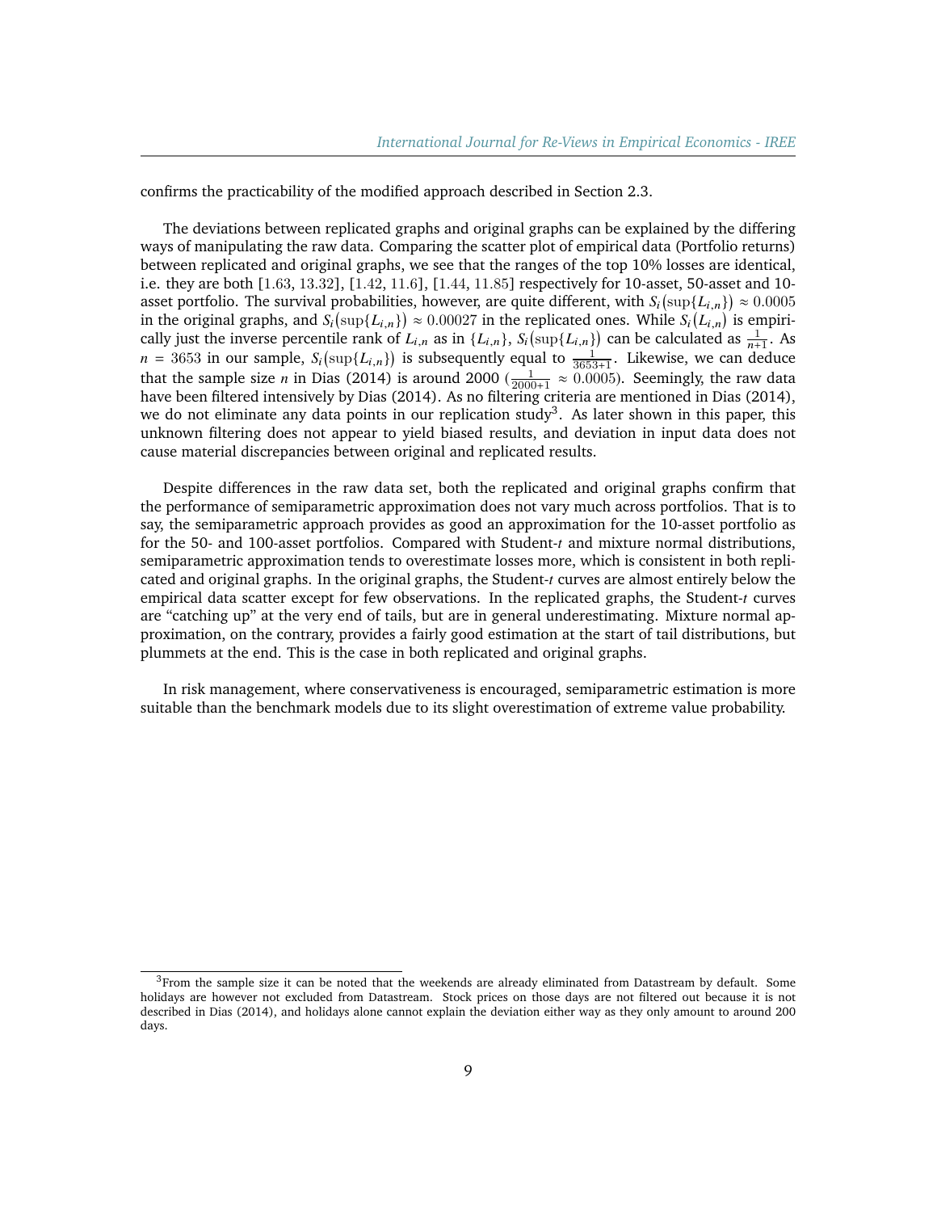confirms the practicability of the modified approach described in Section 2.3.

The deviations between replicated graphs and original graphs can be explained by the differing ways of manipulating the raw data. Comparing the scatter plot of empirical data (Portfolio returns) between replicated and original graphs, we see that the ranges of the top 10% losses are identical, i.e. they are both $[1.63, 13.32]$, $[1.42, 11.6]$, $[1.44, 11.85]$ respectively for 10-asset, 50-asset and 10-asset portfolio. The survival probabilities, however, are quite different, with $S_i(\sup\{L_{i,n}\}) \approx 0.0005$ in the original graphs, and $S_i(\sup\{L_{i,n}\}) \approx 0.00027$ in the replicated ones. While $S_i(L_{i,n})$ is empirically just the inverse percentile rank of $L_{i,n}$ as in $\{L_{i,n}\}$, $S_i(\sup\{L_{i,n}\})$ can be calculated as $\frac{1}{n+1}$. As $n = 3653$ in our sample, $S_i(\sup\{L_{i,n}\})$ is subsequently equal to $\frac{1}{3653+1}$. Likewise, we can deduce that the sample size $n$ in Dias (2014) is around 2000 ($\frac{1}{2000+1} \approx 0.0005$). Seemingly, the raw data have been filtered intensively by Dias (2014). As no filtering criteria are mentioned in Dias (2014), we do not eliminate any data points in our replication study[3]. As later shown in this paper, this unknown filtering does not appear to yield biased results, and deviation in input data does not cause material discrepancies between original and replicated results.

Despite differences in the raw data set, both the replicated and original graphs confirm that the performance of semiparametric approximation does not vary much across portfolios. That is to say, the semiparametric approach provides as good an approximation for the 10-asset portfolio as for the 50- and 100-asset portfolios. Compared with Student-*t* and mixture normal distributions, semiparametric approximation tends to overestimate losses more, which is consistent in both replicated and original graphs. In the original graphs, the Student-*t* curves are almost entirely below the empirical data scatter except for few observations. In the replicated graphs, the Student-*t* curves are "catching up" at the very end of tails, but are in general underestimating. Mixture normal approximation, on the contrary, provides a fairly good estimation at the start of tail distributions, but plummets at the end. This is the case in both replicated and original graphs.

In risk management, where conservativeness is encouraged, semiparametric estimation is more suitable than the benchmark models due to its slight overestimation of extreme value probability.

[3] From the sample size it can be noted that the weekends are already eliminated from Datastream by default. Some holidays are however not excluded from Datastream. Stock prices on those days are not filtered out because it is not described in Dias (2014), and holidays alone cannot explain the deviation either way as they only amount to around 200 days.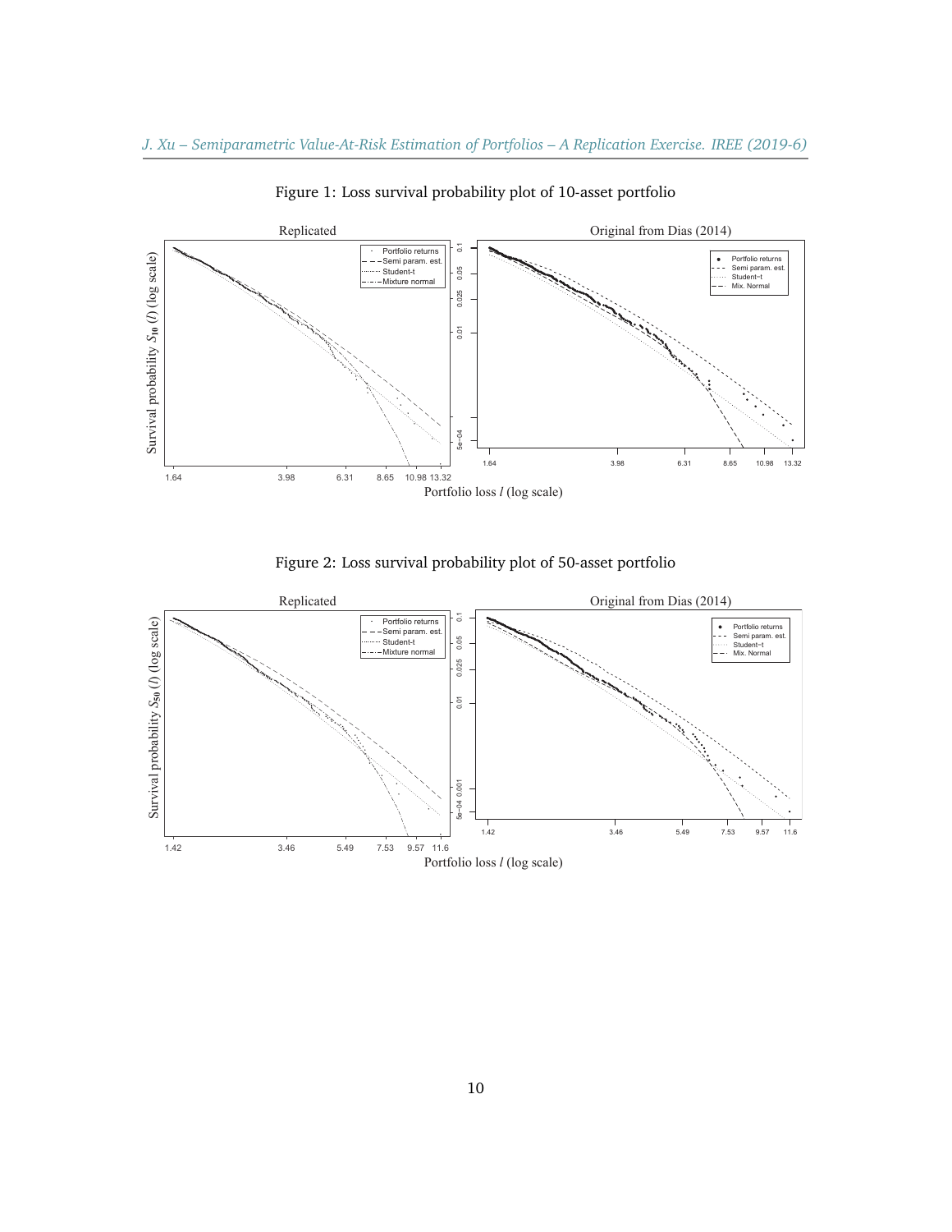Figure 1: Loss survival probability plot of 10-asset portfolio

Figure 2: Loss survival probability plot of 50-asset portfolio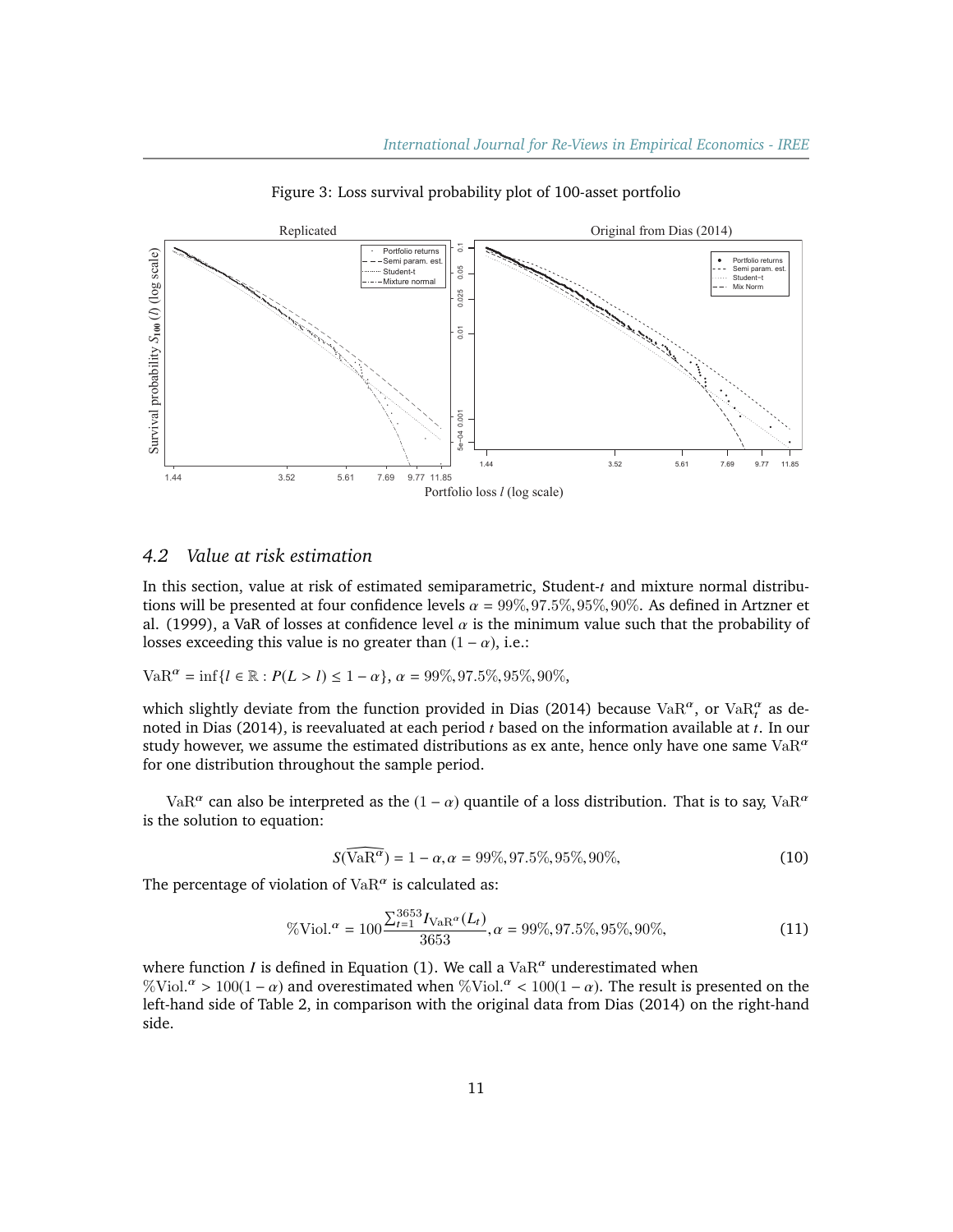Figure 3: Loss survival probability plot of 100-asset portfolio

### 4.2 Value at risk estimation

In this section, value at risk of estimated semiparametric, Student-$t$ and mixture normal distributions will be presented at four confidence levels $\alpha = 99\%, 97.5\%, 95\%, 90\%$. As defined in Artzner et al. (1999), a VaR of losses at confidence level $\alpha$ is the minimum value such that the probability of losses exceeding this value is no greater than $(1-\alpha)$, i.e.:

$\mathrm{VaR}^{\alpha} = \inf\{l \in \mathbb{R} : P(L > l) \leq 1-\alpha\}$, $\alpha = 99\%, 97.5\%, 95\%, 90\%$,

which slightly deviate from the function provided in Dias (2014) because $\mathrm{VaR}^{\alpha}$, or $\mathrm{VaR}^{\alpha}_{t}$ as denoted in Dias (2014), is reevaluated at each period $t$ based on the information available at $t$. In our study however, we assume the estimated distributions as ex ante, hence only have one same $\mathrm{VaR}^{\alpha}$ for one distribution throughout the sample period.

$\mathrm{VaR}^{\alpha}$ can also be interpreted as the $(1-\alpha)$ quantile of a loss distribution. That is to say, $\mathrm{VaR}^{\alpha}$ is the solution to equation:

$$S(\widehat{\mathrm{VaR}^{\alpha}}) = 1-\alpha, \alpha = 99\%, 97.5\%, 95\%, 90\%, \tag{10}$$

The percentage of violation of $\mathrm{VaR}^{\alpha}$ is calculated as:

$$\%\mathrm{Viol.}^{\alpha} = 100\frac{\sum_{t=1}^{3653} I_{\mathrm{VaR}^{\alpha}}(L_t)}{3653}, \alpha = 99\%, 97.5\%, 95\%, 90\%, \tag{11}$$

where function $I$ is defined in Equation (1). We call a $\mathrm{VaR}^{\alpha}$ underestimated when $\%\mathrm{Viol.}^{\alpha} > 100(1-\alpha)$ and overestimated when $\%\mathrm{Viol.}^{\alpha} < 100(1-\alpha)$. The result is presented on the left-hand side of Table 2, in comparison with the original data from Dias (2014) on the right-hand side.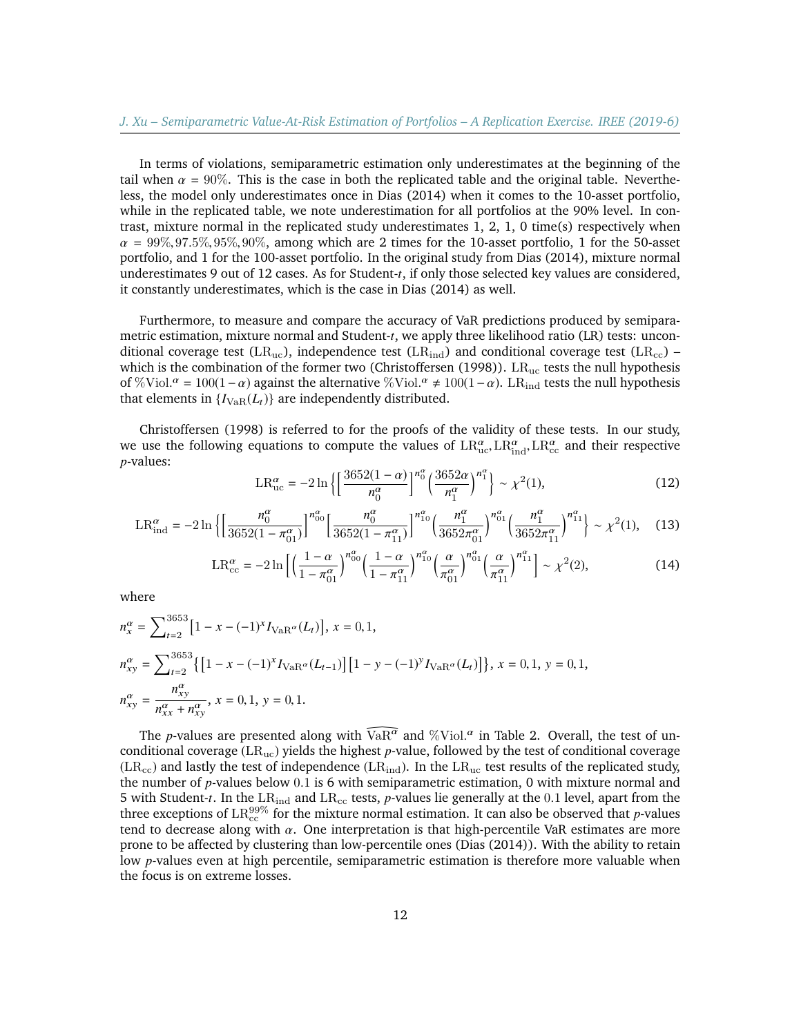In terms of violations, semiparametric estimation only underestimates at the beginning of the tail when $\alpha = 90\%$. This is the case in both the replicated table and the original table. Nevertheless, the model only underestimates once in Dias (2014) when it comes to the 10-asset portfolio, while in the replicated table, we note underestimation for all portfolios at the 90% level. In contrast, mixture normal in the replicated study underestimates 1, 2, 1, 0 time(s) respectively when $\alpha = 99\%, 97.5\%, 95\%, 90\%$, among which are 2 times for the 10-asset portfolio, 1 for the 50-asset portfolio, and 1 for the 100-asset portfolio. In the original study from Dias (2014), mixture normal underestimates 9 out of 12 cases. As for Student-*t*, if only those selected key values are considered, it constantly underestimates, which is the case in Dias (2014) as well.

Furthermore, to measure and compare the accuracy of VaR predictions produced by semiparametric estimation, mixture normal and Student-*t*, we apply three likelihood ratio (LR) tests: unconditional coverage test ($\mathrm{LR_{uc}}$), independence test ($\mathrm{LR_{ind}}$) and conditional coverage test ($\mathrm{LR_{cc}}$) – which is the combination of the former two (Christoffersen (1998)). $\mathrm{LR_{uc}}$ tests the null hypothesis of $\%\mathrm{Viol.}^{\alpha} = 100(1-\alpha)$ against the alternative $\%\mathrm{Viol.}^{\alpha} \neq 100(1-\alpha)$. $\mathrm{LR_{ind}}$ tests the null hypothesis that elements in $\{I_{\mathrm{VaR}}(L_t)\}$ are independently distributed.

Christoffersen (1998) is referred to for the proofs of the validity of these tests. In our study, we use the following equations to compute the values of $\mathrm{LR}^{\alpha}_{\mathrm{uc}}, \mathrm{LR}^{\alpha}_{\mathrm{ind}}, \mathrm{LR}^{\alpha}_{\mathrm{cc}}$ and their respective *p*-values:

$$\mathrm{LR}^{\alpha}_{\mathrm{uc}} = -2\ln\left\{\left[\frac{3652(1-\alpha)}{n^{\alpha}_0}\right]^{n^{\alpha}_0}\left(\frac{3652\alpha}{n^{\alpha}_1}\right)^{n^{\alpha}_1}\right\} \sim \chi^2(1), \tag{12}$$

$$\mathrm{LR}^{\alpha}_{\mathrm{ind}} = -2\ln\left\{\left[\frac{n^{\alpha}_0}{3652(1-\pi^{\alpha}_{01})}\right]^{n^{\alpha}_{00}}\left[\frac{n^{\alpha}_0}{3652(1-\pi^{\alpha}_{11})}\right]^{n^{\alpha}_{10}}\left(\frac{n^{\alpha}_1}{3652\pi^{\alpha}_{01}}\right)^{n^{\alpha}_{01}}\left(\frac{n^{\alpha}_1}{3652\pi^{\alpha}_{11}}\right)^{n^{\alpha}_{11}}\right\} \sim \chi^2(1), \tag{13}$$

$$\mathrm{LR}^{\alpha}_{\mathrm{cc}} = -2\ln\left[\left(\frac{1-\alpha}{1-\pi^{\alpha}_{01}}\right)^{n^{\alpha}_{00}}\left(\frac{1-\alpha}{1-\pi^{\alpha}_{11}}\right)^{n^{\alpha}_{10}}\left(\frac{\alpha}{\pi^{\alpha}_{01}}\right)^{n^{\alpha}_{01}}\left(\frac{\alpha}{\pi^{\alpha}_{11}}\right)^{n^{\alpha}_{11}}\right] \sim \chi^2(2), \tag{14}$$

where

$$n^{\alpha}_x = \sum_{t=2}^{3653}\left[1 - x - (-1)^x I_{\mathrm{VaR}^{\alpha}}(L_t)\right],\ x = 0, 1,$$

$$n^{\alpha}_{xy} = \sum_{t=2}^{3653}\left\{\left[1 - x - (-1)^x I_{\mathrm{VaR}^{\alpha}}(L_{t-1})\right]\left[1 - y - (-1)^y I_{\mathrm{VaR}^{\alpha}}(L_t)\right]\right\},\ x = 0, 1,\ y = 0, 1,$$

$$n^{\alpha}_{xy} = \frac{n^{\alpha}_{xy}}{n^{\alpha}_{xx} + n^{\alpha}_{xy}},\ x = 0, 1,\ y = 0, 1.$$

The *p*-values are presented along with $\widehat{\mathrm{VaR}^{\alpha}}$ and $\%\mathrm{Viol.}^{\alpha}$ in Table 2. Overall, the test of unconditional coverage ($\mathrm{LR_{uc}}$) yields the highest *p*-value, followed by the test of conditional coverage ($\mathrm{LR_{cc}}$) and lastly the test of independence ($\mathrm{LR_{ind}}$). In the $\mathrm{LR_{uc}}$ test results of the replicated study, the number of *p*-values below 0.1 is 6 with semiparametric estimation, 0 with mixture normal and 5 with Student-*t*. In the $\mathrm{LR_{ind}}$ and $\mathrm{LR_{cc}}$ tests, *p*-values lie generally at the 0.1 level, apart from the three exceptions of $\mathrm{LR}^{99\%}_{\mathrm{cc}}$ for the mixture normal estimation. It can also be observed that *p*-values tend to decrease along with $\alpha$. One interpretation is that high-percentile VaR estimates are more prone to be affected by clustering than low-percentile ones (Dias (2014)). With the ability to retain low *p*-values even at high percentile, semiparametric estimation is therefore more valuable when the focus is on extreme losses.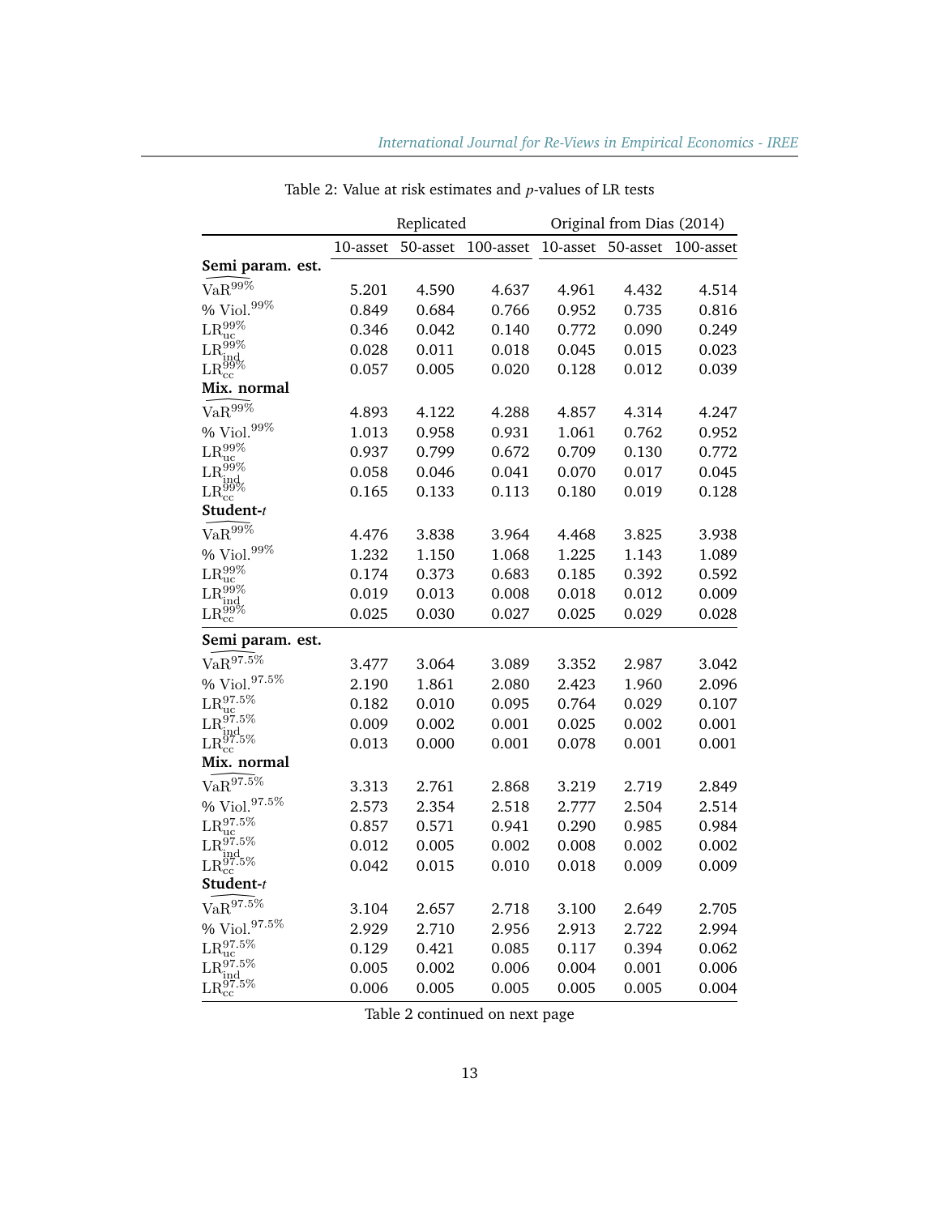Table 2: Value at risk estimates and $p$-values of LR tests

| | Replicated | | | Original from Dias (2014) | | |
|---|---|---|---|---|---|---|
| | 10-asset | 50-asset | 100-asset | 10-asset | 50-asset | 100-asset |
| **Semi param. est.** | | | | | | |
| $\widehat{\text{VaR}}^{99\%}$ | 5.201 | 4.590 | 4.637 | 4.961 | 4.432 | 4.514 |
| % Viol.$^{99\%}$ | 0.849 | 0.684 | 0.766 | 0.952 | 0.735 | 0.816 |
| $\text{LR}_{\text{uc}}^{99\%}$ | 0.346 | 0.042 | 0.140 | 0.772 | 0.090 | 0.249 |
| $\text{LR}_{\text{ind}}^{99\%}$ | 0.028 | 0.011 | 0.018 | 0.045 | 0.015 | 0.023 |
| $\text{LR}_{\text{cc}}^{99\%}$ | 0.057 | 0.005 | 0.020 | 0.128 | 0.012 | 0.039 |
| **Mix. normal** | | | | | | |
| $\widehat{\text{VaR}}^{99\%}$ | 4.893 | 4.122 | 4.288 | 4.857 | 4.314 | 4.247 |
| % Viol.$^{99\%}$ | 1.013 | 0.958 | 0.931 | 1.061 | 0.762 | 0.952 |
| $\text{LR}_{\text{uc}}^{99\%}$ | 0.937 | 0.799 | 0.672 | 0.709 | 0.130 | 0.772 |
| $\text{LR}_{\text{ind}}^{99\%}$ | 0.058 | 0.046 | 0.041 | 0.070 | 0.017 | 0.045 |
| $\text{LR}_{\text{cc}}^{99\%}$ | 0.165 | 0.133 | 0.113 | 0.180 | 0.019 | 0.128 |
| **Student-*t*** | | | | | | |
| $\widehat{\text{VaR}}^{99\%}$ | 4.476 | 3.838 | 3.964 | 4.468 | 3.825 | 3.938 |
| % Viol.$^{99\%}$ | 1.232 | 1.150 | 1.068 | 1.225 | 1.143 | 1.089 |
| $\text{LR}_{\text{uc}}^{99\%}$ | 0.174 | 0.373 | 0.683 | 0.185 | 0.392 | 0.592 |
| $\text{LR}_{\text{ind}}^{99\%}$ | 0.019 | 0.013 | 0.008 | 0.018 | 0.012 | 0.009 |
| $\text{LR}_{\text{cc}}^{99\%}$ | 0.025 | 0.030 | 0.027 | 0.025 | 0.029 | 0.028 |
| **Semi param. est.** | | | | | | |
| $\widehat{\text{VaR}}^{97.5\%}$ | 3.477 | 3.064 | 3.089 | 3.352 | 2.987 | 3.042 |
| % Viol.$^{97.5\%}$ | 2.190 | 1.861 | 2.080 | 2.423 | 1.960 | 2.096 |
| $\text{LR}_{\text{uc}}^{97.5\%}$ | 0.182 | 0.010 | 0.095 | 0.764 | 0.029 | 0.107 |
| $\text{LR}_{\text{ind}}^{97.5\%}$ | 0.009 | 0.002 | 0.001 | 0.025 | 0.002 | 0.001 |
| $\text{LR}_{\text{cc}}^{97.5\%}$ | 0.013 | 0.000 | 0.001 | 0.078 | 0.001 | 0.001 |
| **Mix. normal** | | | | | | |
| $\widehat{\text{VaR}}^{97.5\%}$ | 3.313 | 2.761 | 2.868 | 3.219 | 2.719 | 2.849 |
| % Viol.$^{97.5\%}$ | 2.573 | 2.354 | 2.518 | 2.777 | 2.504 | 2.514 |
| $\text{LR}_{\text{uc}}^{97.5\%}$ | 0.857 | 0.571 | 0.941 | 0.290 | 0.985 | 0.984 |
| $\text{LR}_{\text{ind}}^{97.5\%}$ | 0.012 | 0.005 | 0.002 | 0.008 | 0.002 | 0.002 |
| $\text{LR}_{\text{cc}}^{97.5\%}$ | 0.042 | 0.015 | 0.010 | 0.018 | 0.009 | 0.009 |
| **Student-*t*** | | | | | | |
| $\widehat{\text{VaR}}^{97.5\%}$ | 3.104 | 2.657 | 2.718 | 3.100 | 2.649 | 2.705 |
| % Viol.$^{97.5\%}$ | 2.929 | 2.710 | 2.956 | 2.913 | 2.722 | 2.994 |
| $\text{LR}_{\text{uc}}^{97.5\%}$ | 0.129 | 0.421 | 0.085 | 0.117 | 0.394 | 0.062 |
| $\text{LR}_{\text{ind}}^{97.5\%}$ | 0.005 | 0.002 | 0.006 | 0.004 | 0.001 | 0.006 |
| $\text{LR}_{\text{cc}}^{97.5\%}$ | 0.006 | 0.005 | 0.005 | 0.005 | 0.005 | 0.004 |

Table 2 continued on next page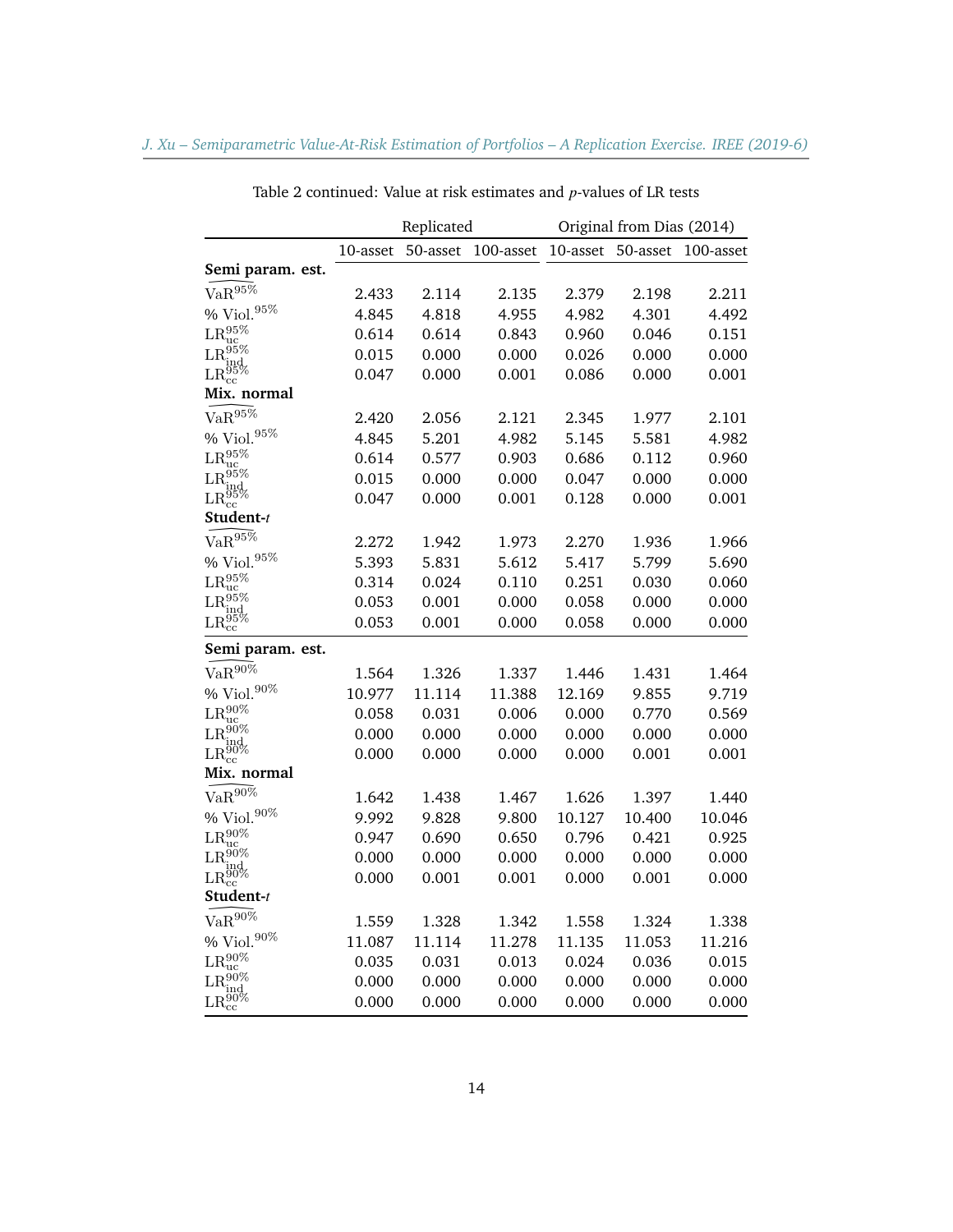Table 2 continued: Value at risk estimates and $p$-values of LR tests

| | Replicated | | | Original from Dias (2014) | | |
|---|---|---|---|---|---|---|
| | 10-asset | 50-asset | 100-asset | 10-asset | 50-asset | 100-asset |
| **Semi param. est.** | | | | | | |
| $\widehat{\text{VaR}}^{95\%}$ | 2.433 | 2.114 | 2.135 | 2.379 | 2.198 | 2.211 |
| % Viol.$^{95\%}$ | 4.845 | 4.818 | 4.955 | 4.982 | 4.301 | 4.492 |
| $\text{LR}_{\text{uc}}^{95\%}$ | 0.614 | 0.614 | 0.843 | 0.960 | 0.046 | 0.151 |
| $\text{LR}_{\text{ind}}^{95\%}$ | 0.015 | 0.000 | 0.000 | 0.026 | 0.000 | 0.000 |
| $\text{LR}_{\text{cc}}^{95\%}$ | 0.047 | 0.000 | 0.001 | 0.086 | 0.000 | 0.001 |
| **Mix. normal** | | | | | | |
| $\widehat{\text{VaR}}^{95\%}$ | 2.420 | 2.056 | 2.121 | 2.345 | 1.977 | 2.101 |
| % Viol.$^{95\%}$ | 4.845 | 5.201 | 4.982 | 5.145 | 5.581 | 4.982 |
| $\text{LR}_{\text{uc}}^{95\%}$ | 0.614 | 0.577 | 0.903 | 0.686 | 0.112 | 0.960 |
| $\text{LR}_{\text{ind}}^{95\%}$ | 0.015 | 0.000 | 0.000 | 0.047 | 0.000 | 0.000 |
| $\text{LR}_{\text{cc}}^{95\%}$ | 0.047 | 0.000 | 0.001 | 0.128 | 0.000 | 0.001 |
| **Student-*t*** | | | | | | |
| $\widehat{\text{VaR}}^{95\%}$ | 2.272 | 1.942 | 1.973 | 2.270 | 1.936 | 1.966 |
| % Viol.$^{95\%}$ | 5.393 | 5.831 | 5.612 | 5.417 | 5.799 | 5.690 |
| $\text{LR}_{\text{uc}}^{95\%}$ | 0.314 | 0.024 | 0.110 | 0.251 | 0.030 | 0.060 |
| $\text{LR}_{\text{ind}}^{95\%}$ | 0.053 | 0.001 | 0.000 | 0.058 | 0.000 | 0.000 |
| $\text{LR}_{\text{cc}}^{95\%}$ | 0.053 | 0.001 | 0.000 | 0.058 | 0.000 | 0.000 |
| **Semi param. est.** | | | | | | |
| $\widehat{\text{VaR}}^{90\%}$ | 1.564 | 1.326 | 1.337 | 1.446 | 1.431 | 1.464 |
| % Viol.$^{90\%}$ | 10.977 | 11.114 | 11.388 | 12.169 | 9.855 | 9.719 |
| $\text{LR}_{\text{uc}}^{90\%}$ | 0.058 | 0.031 | 0.006 | 0.000 | 0.770 | 0.569 |
| $\text{LR}_{\text{ind}}^{90\%}$ | 0.000 | 0.000 | 0.000 | 0.000 | 0.000 | 0.000 |
| $\text{LR}_{\text{cc}}^{90\%}$ | 0.000 | 0.000 | 0.000 | 0.000 | 0.001 | 0.001 |
| **Mix. normal** | | | | | | |
| $\widehat{\text{VaR}}^{90\%}$ | 1.642 | 1.438 | 1.467 | 1.626 | 1.397 | 1.440 |
| % Viol.$^{90\%}$ | 9.992 | 9.828 | 9.800 | 10.127 | 10.400 | 10.046 |
| $\text{LR}_{\text{uc}}^{90\%}$ | 0.947 | 0.690 | 0.650 | 0.796 | 0.421 | 0.925 |
| $\text{LR}_{\text{ind}}^{90\%}$ | 0.000 | 0.000 | 0.000 | 0.000 | 0.000 | 0.000 |
| $\text{LR}_{\text{cc}}^{90\%}$ | 0.000 | 0.001 | 0.001 | 0.000 | 0.001 | 0.000 |
| **Student-*t*** | | | | | | |
| $\widehat{\text{VaR}}^{90\%}$ | 1.559 | 1.328 | 1.342 | 1.558 | 1.324 | 1.338 |
| % Viol.$^{90\%}$ | 11.087 | 11.114 | 11.278 | 11.135 | 11.053 | 11.216 |
| $\text{LR}_{\text{uc}}^{90\%}$ | 0.035 | 0.031 | 0.013 | 0.024 | 0.036 | 0.015 |
| $\text{LR}_{\text{ind}}^{90\%}$ | 0.000 | 0.000 | 0.000 | 0.000 | 0.000 | 0.000 |
| $\text{LR}_{\text{cc}}^{90\%}$ | 0.000 | 0.000 | 0.000 | 0.000 | 0.000 | 0.000 |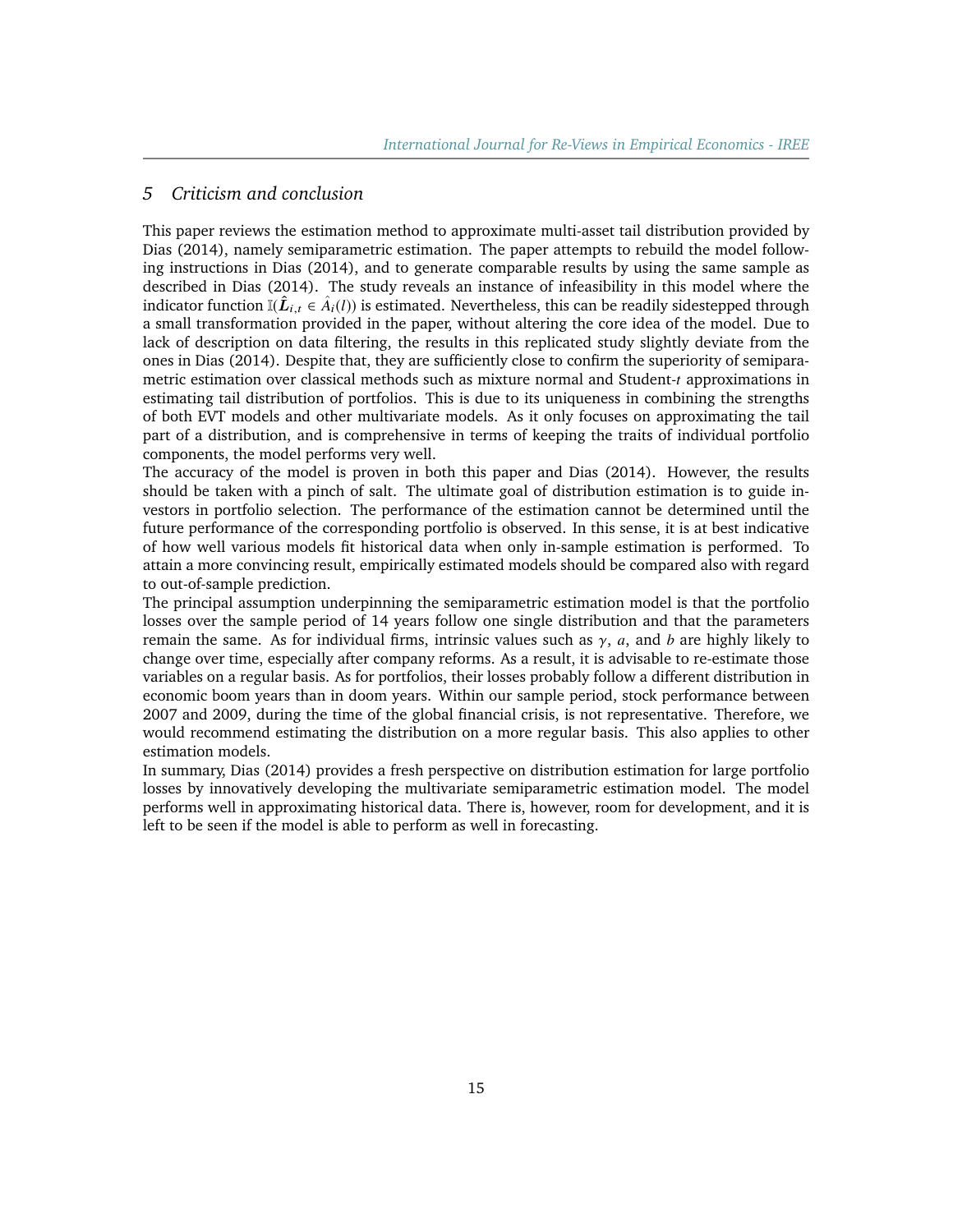## 5 Criticism and conclusion

This paper reviews the estimation method to approximate multi-asset tail distribution provided by Dias (2014), namely semiparametric estimation. The paper attempts to rebuild the model following instructions in Dias (2014), and to generate comparable results by using the same sample as described in Dias (2014). The study reveals an instance of infeasibility in this model where the indicator function $\mathbb{I}(\hat{\boldsymbol{L}}_{i,t} \in \hat{A}_t(l))$ is estimated. Nevertheless, this can be readily sidestepped through a small transformation provided in the paper, without altering the core idea of the model. Due to lack of description on data filtering, the results in this replicated study slightly deviate from the ones in Dias (2014). Despite that, they are sufficiently close to confirm the superiority of semiparametric estimation over classical methods such as mixture normal and Student-$t$ approximations in estimating tail distribution of portfolios. This is due to its uniqueness in combining the strengths of both EVT models and other multivariate models. As it only focuses on approximating the tail part of a distribution, and is comprehensive in terms of keeping the traits of individual portfolio components, the model performs very well.

The accuracy of the model is proven in both this paper and Dias (2014). However, the results should be taken with a pinch of salt. The ultimate goal of distribution estimation is to guide investors in portfolio selection. The performance of the estimation cannot be determined until the future performance of the corresponding portfolio is observed. In this sense, it is at best indicative of how well various models fit historical data when only in-sample estimation is performed. To attain a more convincing result, empirically estimated models should be compared also with regard to out-of-sample prediction.

The principal assumption underpinning the semiparametric estimation model is that the portfolio losses over the sample period of 14 years follow one single distribution and that the parameters remain the same. As for individual firms, intrinsic values such as $\gamma$, $a$, and $b$ are highly likely to change over time, especially after company reforms. As a result, it is advisable to re-estimate those variables on a regular basis. As for portfolios, their losses probably follow a different distribution in economic boom years than in doom years. Within our sample period, stock performance between 2007 and 2009, during the time of the global financial crisis, is not representative. Therefore, we would recommend estimating the distribution on a more regular basis. This also applies to other estimation models.

In summary, Dias (2014) provides a fresh perspective on distribution estimation for large portfolio losses by innovatively developing the multivariate semiparametric estimation model. The model performs well in approximating historical data. There is, however, room for development, and it is left to be seen if the model is able to perform as well in forecasting.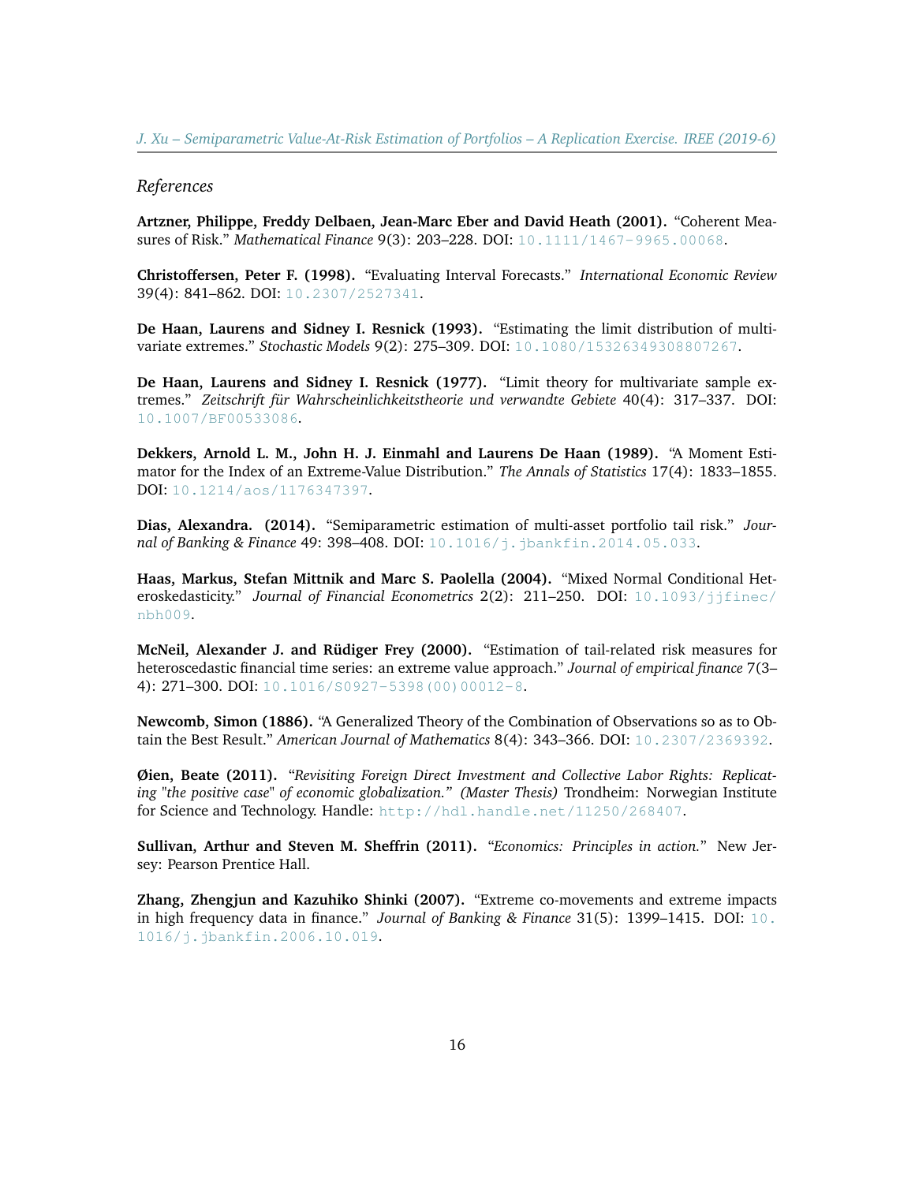## References

**Artzner, Philippe, Freddy Delbaen, Jean-Marc Eber and David Heath (2001).** "Coherent Measures of Risk." *Mathematical Finance* 9(3): 203–228. DOI: 10.1111/1467-9965.00068.

**Christoffersen, Peter F. (1998).** "Evaluating Interval Forecasts." *International Economic Review* 39(4): 841–862. DOI: 10.2307/2527341.

**De Haan, Laurens and Sidney I. Resnick (1993).** "Estimating the limit distribution of multivariate extremes." *Stochastic Models* 9(2): 275–309. DOI: 10.1080/15326349308807267.

**De Haan, Laurens and Sidney I. Resnick (1977).** "Limit theory for multivariate sample extremes." *Zeitschrift für Wahrscheinlichkeitstheorie und verwandte Gebiete* 40(4): 317–337. DOI: 10.1007/BF00533086.

**Dekkers, Arnold L. M., John H. J. Einmahl and Laurens De Haan (1989).** "A Moment Estimator for the Index of an Extreme-Value Distribution." *The Annals of Statistics* 17(4): 1833–1855. DOI: 10.1214/aos/1176347397.

**Dias, Alexandra. (2014).** "Semiparametric estimation of multi-asset portfolio tail risk." *Journal of Banking & Finance* 49: 398–408. DOI: 10.1016/j.jbankfin.2014.05.033.

**Haas, Markus, Stefan Mittnik and Marc S. Paolella (2004).** "Mixed Normal Conditional Heteroskedasticity." *Journal of Financial Econometrics* 2(2): 211–250. DOI: 10.1093/jjfinec/nbh009.

**McNeil, Alexander J. and Rüdiger Frey (2000).** "Estimation of tail-related risk measures for heteroscedastic financial time series: an extreme value approach." *Journal of empirical finance* 7(3–4): 271–300. DOI: 10.1016/S0927-5398(00)00012-8.

**Newcomb, Simon (1886).** "A Generalized Theory of the Combination of Observations so as to Obtain the Best Result." *American Journal of Mathematics* 8(4): 343–366. DOI: 10.2307/2369392.

**Øien, Beate (2011).** "*Revisiting Foreign Direct Investment and Collective Labor Rights: Replicating "the positive case" of economic globalization." (Master Thesis)* Trondheim: Norwegian Institute for Science and Technology. Handle: http://hdl.handle.net/11250/268407.

**Sullivan, Arthur and Steven M. Sheffrin (2011).** "*Economics: Principles in action.*" New Jersey: Pearson Prentice Hall.

**Zhang, Zhengjun and Kazuhiko Shinki (2007).** "Extreme co-movements and extreme impacts in high frequency data in finance." *Journal of Banking & Finance* 31(5): 1399–1415. DOI: 10.1016/j.jbankfin.2006.10.019.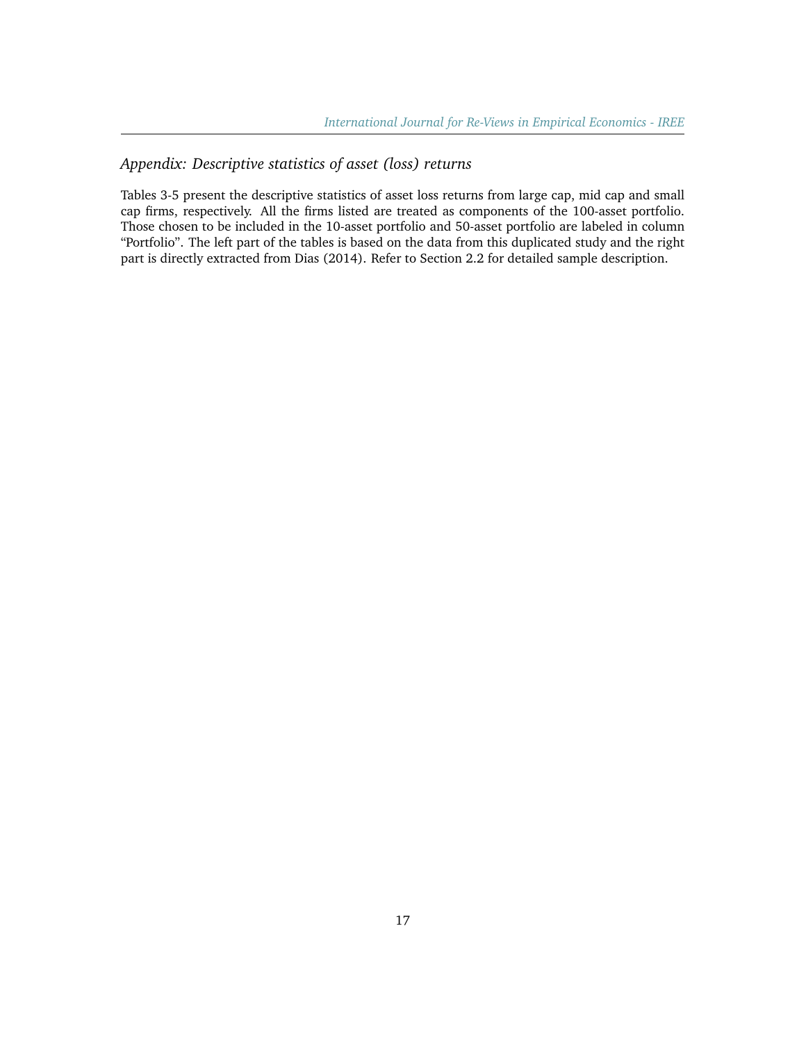## *Appendix: Descriptive statistics of asset (loss) returns*

Tables 3-5 present the descriptive statistics of asset loss returns from large cap, mid cap and small cap firms, respectively. All the firms listed are treated as components of the 100-asset portfolio. Those chosen to be included in the 10-asset portfolio and 50-asset portfolio are labeled in column "Portfolio". The left part of the tables is based on the data from this duplicated study and the right part is directly extracted from Dias (2014). Refer to Section 2.2 for detailed sample description.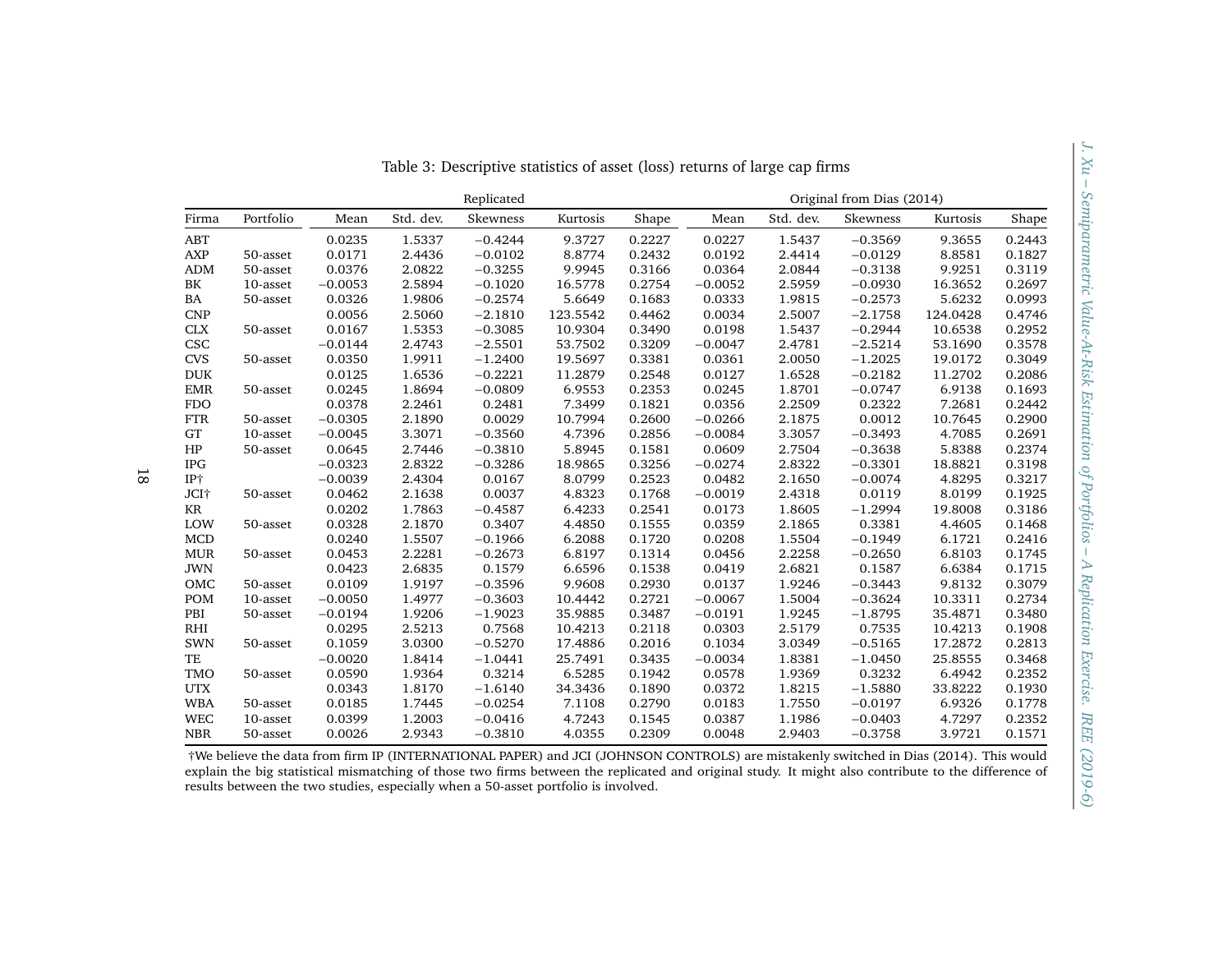Table 3: Descriptive statistics of asset (loss) returns of large cap firms

| | | Replicated | | | | | Original from Dias (2014) | | | | |
|---|---|---|---|---|---|---|---|---|---|---|---|
| Firma | Portfolio | Mean | Std. dev. | Skewness | Kurtosis | Shape | Mean | Std. dev. | Skewness | Kurtosis | Shape |
| ABT | | 0.0235 | 1.5337 | −0.4244 | 9.3727 | 0.2227 | 0.0227 | 1.5437 | −0.3569 | 9.3655 | 0.2443 |
| AXP | 50-asset | 0.0171 | 2.4436 | −0.0102 | 8.8774 | 0.2432 | 0.0192 | 2.4414 | −0.0129 | 8.8581 | 0.1827 |
| ADM | 50-asset | 0.0376 | 2.0822 | −0.3255 | 9.9945 | 0.3166 | 0.0364 | 2.0844 | −0.3138 | 9.9251 | 0.3119 |
| BK | 10-asset | −0.0053 | 2.5894 | −0.1020 | 16.5778 | 0.2754 | −0.0052 | 2.5959 | −0.0930 | 16.3652 | 0.2697 |
| BA | 50-asset | 0.0326 | 1.9806 | −0.2574 | 5.6649 | 0.1683 | 0.0333 | 1.9815 | −0.2573 | 5.6232 | 0.0993 |
| CNP | | 0.0056 | 2.5060 | −2.1810 | 123.5542 | 0.4462 | 0.0034 | 2.5007 | −2.1758 | 124.0428 | 0.4746 |
| CLX | 50-asset | 0.0167 | 1.5353 | −0.3085 | 10.9304 | 0.3490 | 0.0198 | 1.5437 | −0.2944 | 10.6538 | 0.2952 |
| CSC | | −0.0144 | 2.4743 | −2.5501 | 53.7502 | 0.3209 | −0.0047 | 2.4781 | −2.5214 | 53.1690 | 0.3578 |
| CVS | 50-asset | 0.0350 | 1.9911 | −1.2400 | 19.5697 | 0.3381 | 0.0361 | 2.0050 | −1.2025 | 19.0172 | 0.3049 |
| DUK | | 0.0125 | 1.6536 | −0.2221 | 11.2879 | 0.2548 | 0.0127 | 1.6528 | −0.2182 | 11.2702 | 0.2086 |
| EMR | 50-asset | 0.0245 | 1.8694 | −0.0809 | 6.9553 | 0.2353 | 0.0245 | 1.8701 | −0.0747 | 6.9138 | 0.1693 |
| FDO | | 0.0378 | 2.2461 | 0.2481 | 7.3499 | 0.1821 | 0.0356 | 2.2509 | 0.2322 | 7.2681 | 0.2442 |
| FTR | 50-asset | −0.0305 | 2.1890 | 0.0029 | 10.7994 | 0.2600 | −0.0266 | 2.1875 | 0.0012 | 10.7645 | 0.2900 |
| GT | 10-asset | −0.0045 | 3.3071 | −0.3560 | 4.7396 | 0.2856 | −0.0084 | 3.3057 | −0.3493 | 4.7085 | 0.2691 |
| HP | 50-asset | 0.0645 | 2.7446 | −0.3810 | 5.8945 | 0.1581 | 0.0609 | 2.7504 | −0.3638 | 5.8388 | 0.2374 |
| IPG | | −0.0323 | 2.8322 | −0.3286 | 18.9865 | 0.3256 | −0.0274 | 2.8322 | −0.3301 | 18.8821 | 0.3198 |
| IP† | | −0.0039 | 2.4304 | 0.0167 | 8.0799 | 0.2523 | 0.0482 | 2.1650 | −0.0074 | 4.8295 | 0.3217 |
| JCI† | 50-asset | 0.0462 | 2.1638 | 0.0037 | 4.8323 | 0.1768 | −0.0019 | 2.4318 | 0.0119 | 8.0199 | 0.1925 |
| KR | | 0.0202 | 1.7863 | −0.4587 | 6.4233 | 0.2541 | 0.0173 | 1.8605 | −1.2994 | 19.8008 | 0.3186 |
| LOW | 50-asset | 0.0328 | 2.1870 | 0.3407 | 4.4850 | 0.1555 | 0.0359 | 2.1865 | 0.3381 | 4.4605 | 0.1468 |
| MCD | | 0.0240 | 1.5507 | −0.1966 | 6.2088 | 0.1720 | 0.0208 | 1.5504 | −0.1949 | 6.1721 | 0.2416 |
| MUR | 50-asset | 0.0453 | 2.2281 | −0.2673 | 6.8197 | 0.1314 | 0.0456 | 2.2258 | −0.2650 | 6.8103 | 0.1745 |
| JWN | | 0.0423 | 2.6835 | 0.1579 | 6.6596 | 0.1538 | 0.0419 | 2.6821 | 0.1587 | 6.6384 | 0.1715 |
| OMC | 50-asset | 0.0109 | 1.9197 | −0.3596 | 9.9608 | 0.2930 | 0.0137 | 1.9246 | −0.3443 | 9.8132 | 0.3079 |
| POM | 10-asset | −0.0050 | 1.4977 | −0.3603 | 10.4442 | 0.2721 | −0.0067 | 1.5004 | −0.3624 | 10.3311 | 0.2734 |
| PBI | 50-asset | −0.0194 | 1.9206 | −1.9023 | 35.9885 | 0.3487 | −0.0191 | 1.9245 | −1.8795 | 35.4871 | 0.3480 |
| RHI | | 0.0295 | 2.5213 | 0.7568 | 10.4213 | 0.2118 | 0.0303 | 2.5179 | 0.7535 | 10.4213 | 0.1908 |
| SWN | 50-asset | 0.1059 | 3.0300 | −0.5270 | 17.4886 | 0.2016 | 0.1034 | 3.0349 | −0.5165 | 17.2872 | 0.2813 |
| TE | | −0.0020 | 1.8414 | −1.0441 | 25.7491 | 0.3435 | −0.0034 | 1.8381 | −1.0450 | 25.8555 | 0.3468 |
| TMO | 50-asset | 0.0590 | 1.9364 | 0.3214 | 6.5285 | 0.1942 | 0.0578 | 1.9369 | 0.3232 | 6.4942 | 0.2352 |
| UTX | | 0.0343 | 1.8170 | −1.6140 | 34.3436 | 0.1890 | 0.0372 | 1.8215 | −1.5880 | 33.8222 | 0.1930 |
| WBA | 50-asset | 0.0185 | 1.7445 | −0.0254 | 7.1108 | 0.2790 | 0.0183 | 1.7550 | −0.0197 | 6.9326 | 0.1778 |
| WEC | 10-asset | 0.0399 | 1.2003 | −0.0416 | 4.7243 | 0.1545 | 0.0387 | 1.1986 | −0.0403 | 4.7297 | 0.2352 |
| NBR | 50-asset | 0.0026 | 2.9343 | −0.3810 | 4.0355 | 0.2309 | 0.0048 | 2.9403 | −0.3758 | 3.9721 | 0.1571 |

†We believe the data from firm IP (INTERNATIONAL PAPER) and JCI (JOHNSON CONTROLS) are mistakenly switched in Dias (2014). This would explain the big statistical mismatching of those two firms between the replicated and original study. It might also contribute to the difference of results between the two studies, especially when a 50-asset portfolio is involved.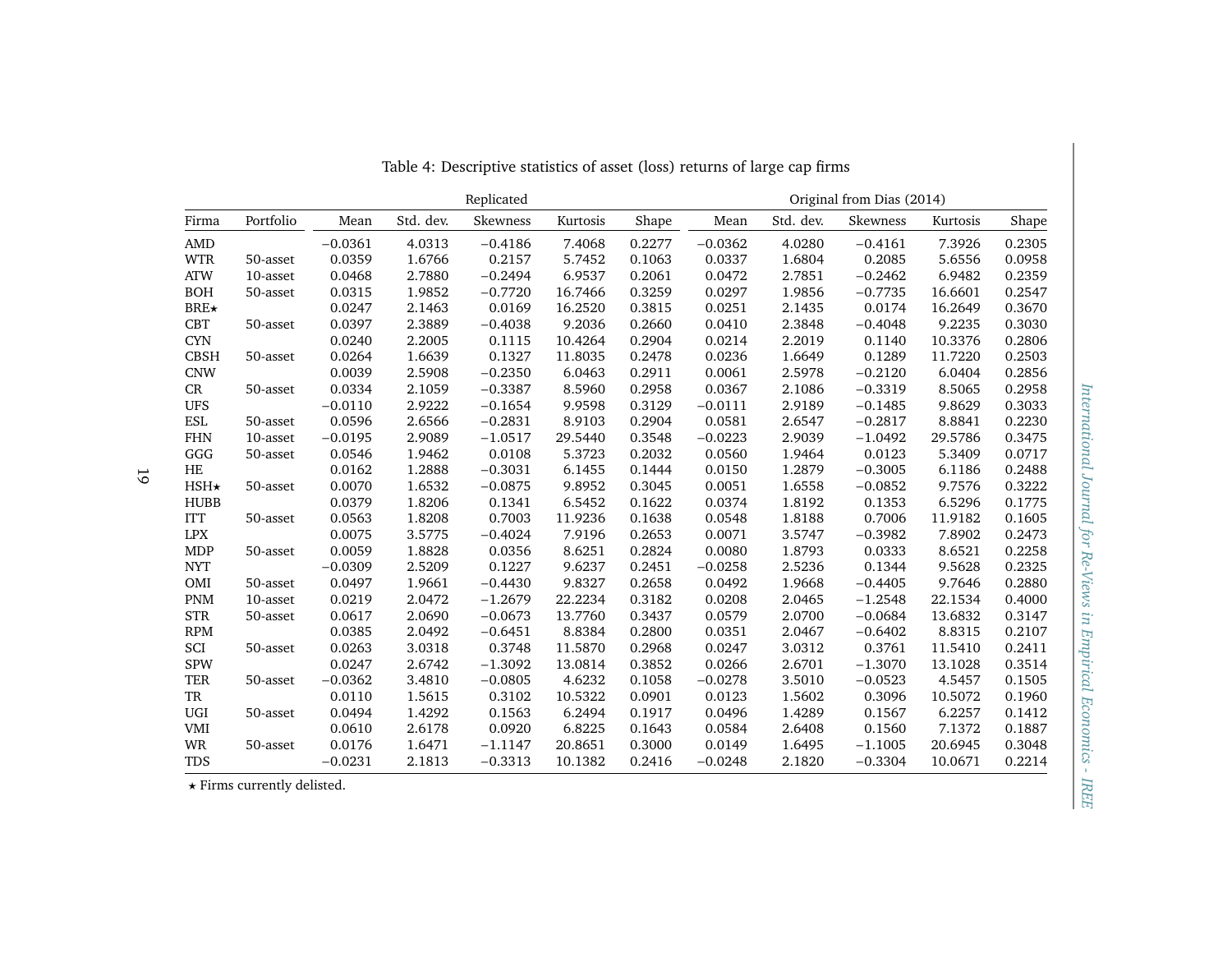Table 4: Descriptive statistics of asset (loss) returns of large cap firms

| | | Replicated | | | | | Original from Dias (2014) | | | | |
|---|---|---|---|---|---|---|---|---|---|---|---|
| Firma | Portfolio | Mean | Std. dev. | Skewness | Kurtosis | Shape | Mean | Std. dev. | Skewness | Kurtosis | Shape |
| AMD | | −0.0361 | 4.0313 | −0.4186 | 7.4068 | 0.2277 | −0.0362 | 4.0280 | −0.4161 | 7.3926 | 0.2305 |
| WTR | 50-asset | 0.0359 | 1.6766 | 0.2157 | 5.7452 | 0.1063 | 0.0337 | 1.6804 | 0.2085 | 5.6556 | 0.0958 |
| ATW | 10-asset | 0.0468 | 2.7880 | −0.2494 | 6.9537 | 0.2061 | 0.0472 | 2.7851 | −0.2462 | 6.9482 | 0.2359 |
| BOH | 50-asset | 0.0315 | 1.9852 | −0.7720 | 16.7466 | 0.3259 | 0.0297 | 1.9856 | −0.7735 | 16.6601 | 0.2547 |
| BRE⋆ | | 0.0247 | 2.1463 | 0.0169 | 16.2520 | 0.3815 | 0.0251 | 2.1435 | 0.0174 | 16.2649 | 0.3670 |
| CBT | 50-asset | 0.0397 | 2.3889 | −0.4038 | 9.2036 | 0.2660 | 0.0410 | 2.3848 | −0.4048 | 9.2235 | 0.3030 |
| CYN | | 0.0240 | 2.2005 | 0.1115 | 10.4264 | 0.2904 | 0.0214 | 2.2019 | 0.1140 | 10.3376 | 0.2806 |
| CBSH | 50-asset | 0.0264 | 1.6639 | 0.1327 | 11.8035 | 0.2478 | 0.0236 | 1.6649 | 0.1289 | 11.7220 | 0.2503 |
| CNW | | 0.0039 | 2.5908 | −0.2350 | 6.0463 | 0.2911 | 0.0061 | 2.5978 | −0.2120 | 6.0404 | 0.2856 |
| CR | 50-asset | 0.0334 | 2.1059 | −0.3387 | 8.5960 | 0.2958 | 0.0367 | 2.1086 | −0.3319 | 8.5065 | 0.2958 |
| UFS | | −0.0110 | 2.9222 | −0.1654 | 9.9598 | 0.3129 | −0.0111 | 2.9189 | −0.1485 | 9.8629 | 0.3033 |
| ESL | 50-asset | 0.0596 | 2.6566 | −0.2831 | 8.9103 | 0.2904 | 0.0581 | 2.6547 | −0.2817 | 8.8841 | 0.2230 |
| FHN | 10-asset | −0.0195 | 2.9089 | −1.0517 | 29.5440 | 0.3548 | −0.0223 | 2.9039 | −1.0492 | 29.5786 | 0.3475 |
| GGG | 50-asset | 0.0546 | 1.9462 | 0.0108 | 5.3723 | 0.2032 | 0.0560 | 1.9464 | 0.0123 | 5.3409 | 0.0717 |
| HE | | 0.0162 | 1.2888 | −0.3031 | 6.1455 | 0.1444 | 0.0150 | 1.2879 | −0.3005 | 6.1186 | 0.2488 |
| HSH⋆ | 50-asset | 0.0070 | 1.6532 | −0.0875 | 9.8952 | 0.3045 | 0.0051 | 1.6558 | −0.0852 | 9.7576 | 0.3222 |
| HUBB | | 0.0379 | 1.8206 | 0.1341 | 6.5452 | 0.1622 | 0.0374 | 1.8192 | 0.1353 | 6.5296 | 0.1775 |
| ITT | 50-asset | 0.0563 | 1.8208 | 0.7003 | 11.9236 | 0.1638 | 0.0548 | 1.8188 | 0.7006 | 11.9182 | 0.1605 |
| LPX | | 0.0075 | 3.5775 | −0.4024 | 7.9196 | 0.2653 | 0.0071 | 3.5747 | −0.3982 | 7.8902 | 0.2473 |
| MDP | 50-asset | 0.0059 | 1.8828 | 0.0356 | 8.6251 | 0.2824 | 0.0080 | 1.8793 | 0.0333 | 8.6521 | 0.2258 |
| NYT | | −0.0309 | 2.5209 | 0.1227 | 9.6237 | 0.2451 | −0.0258 | 2.5236 | 0.1344 | 9.5628 | 0.2325 |
| OMI | 50-asset | 0.0497 | 1.9661 | −0.4430 | 9.8327 | 0.2658 | 0.0492 | 1.9668 | −0.4405 | 9.7646 | 0.2880 |
| PNM | 10-asset | 0.0219 | 2.0472 | −1.2679 | 22.2234 | 0.3182 | 0.0208 | 2.0465 | −1.2548 | 22.1534 | 0.4000 |
| STR | 50-asset | 0.0617 | 2.0690 | −0.0673 | 13.7760 | 0.3437 | 0.0579 | 2.0700 | −0.0684 | 13.6832 | 0.3147 |
| RPM | | 0.0385 | 2.0492 | −0.6451 | 8.8384 | 0.2800 | 0.0351 | 2.0467 | −0.6402 | 8.8315 | 0.2107 |
| SCI | 50-asset | 0.0263 | 3.0318 | 0.3748 | 11.5870 | 0.2968 | 0.0247 | 3.0312 | 0.3761 | 11.5410 | 0.2411 |
| SPW | | 0.0247 | 2.6742 | −1.3092 | 13.0814 | 0.3852 | 0.0266 | 2.6701 | −1.3070 | 13.1028 | 0.3514 |
| TER | 50-asset | −0.0362 | 3.4810 | −0.0805 | 4.6232 | 0.1058 | −0.0278 | 3.5010 | −0.0523 | 4.5457 | 0.1505 |
| TR | | 0.0110 | 1.5615 | 0.3102 | 10.5322 | 0.0901 | 0.0123 | 1.5602 | 0.3096 | 10.5072 | 0.1960 |
| UGI | 50-asset | 0.0494 | 1.4292 | 0.1563 | 6.2494 | 0.1917 | 0.0496 | 1.4289 | 0.1567 | 6.2257 | 0.1412 |
| VMI | | 0.0610 | 2.6178 | 0.0920 | 6.8225 | 0.1643 | 0.0584 | 2.6408 | 0.1560 | 7.1372 | 0.1887 |
| WR | 50-asset | 0.0176 | 1.6471 | −1.1147 | 20.8651 | 0.3000 | 0.0149 | 1.6495 | −1.1005 | 20.6945 | 0.3048 |
| TDS | | −0.0231 | 2.1813 | −0.3313 | 10.1382 | 0.2416 | −0.0248 | 2.1820 | −0.3304 | 10.0671 | 0.2214 |

⋆ Firms currently delisted.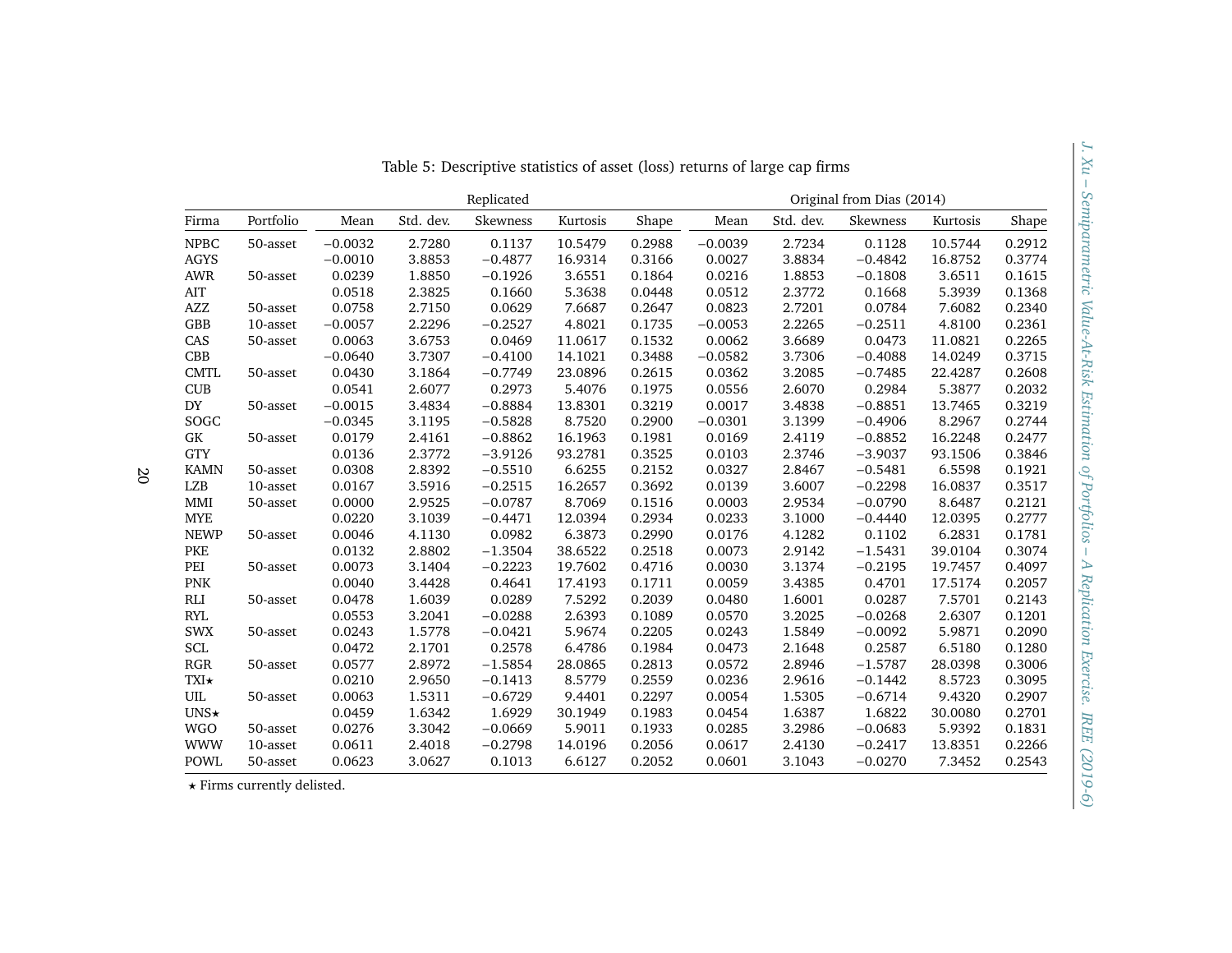Table 5: Descriptive statistics of asset (loss) returns of large cap firms

| | | Replicated | | | | | Original from Dias (2014) | | | | |
|---|---|---|---|---|---|---|---|---|---|---|---|
| Firma | Portfolio | Mean | Std. dev. | Skewness | Kurtosis | Shape | Mean | Std. dev. | Skewness | Kurtosis | Shape |
| NPBC | 50-asset | −0.0032 | 2.7280 | 0.1137 | 10.5479 | 0.2988 | −0.0039 | 2.7234 | 0.1128 | 10.5744 | 0.2912 |
| AGYS | | −0.0010 | 3.8853 | −0.4877 | 16.9314 | 0.3166 | 0.0027 | 3.8834 | −0.4842 | 16.8752 | 0.3774 |
| AWR | 50-asset | 0.0239 | 1.8850 | −0.1926 | 3.6551 | 0.1864 | 0.0216 | 1.8853 | −0.1808 | 3.6511 | 0.1615 |
| AIT | | 0.0518 | 2.3825 | 0.1660 | 5.3638 | 0.0448 | 0.0512 | 2.3772 | 0.1668 | 5.3939 | 0.1368 |
| AZZ | 50-asset | 0.0758 | 2.7150 | 0.0629 | 7.6687 | 0.2647 | 0.0823 | 2.7201 | 0.0784 | 7.6082 | 0.2340 |
| GBB | 10-asset | −0.0057 | 2.2296 | −0.2527 | 4.8021 | 0.1735 | −0.0053 | 2.2265 | −0.2511 | 4.8100 | 0.2361 |
| CAS | 50-asset | 0.0063 | 3.6753 | 0.0469 | 11.0617 | 0.1532 | 0.0062 | 3.6689 | 0.0473 | 11.0821 | 0.2265 |
| CBB | | −0.0640 | 3.7307 | −0.4100 | 14.1021 | 0.3488 | −0.0582 | 3.7306 | −0.4088 | 14.0249 | 0.3715 |
| CMTL | 50-asset | 0.0430 | 3.1864 | −0.7749 | 23.0896 | 0.2615 | 0.0362 | 3.2085 | −0.7485 | 22.4287 | 0.2608 |
| CUB | | 0.0541 | 2.6077 | 0.2973 | 5.4076 | 0.1975 | 0.0556 | 2.6070 | 0.2984 | 5.3877 | 0.2032 |
| DY | 50-asset | −0.0015 | 3.4834 | −0.8884 | 13.8301 | 0.3219 | 0.0017 | 3.4838 | −0.8851 | 13.7465 | 0.3219 |
| SOGC | | −0.0345 | 3.1195 | −0.5828 | 8.7520 | 0.2900 | −0.0301 | 3.1399 | −0.4906 | 8.2967 | 0.2744 |
| GK | 50-asset | 0.0179 | 2.4161 | −0.8862 | 16.1963 | 0.1981 | 0.0169 | 2.4119 | −0.8852 | 16.2248 | 0.2477 |
| GTY | | 0.0136 | 2.3772 | −3.9126 | 93.2781 | 0.3525 | 0.0103 | 2.3746 | −3.9037 | 93.1506 | 0.3846 |
| KAMN | 50-asset | 0.0308 | 2.8392 | −0.5510 | 6.6255 | 0.2152 | 0.0327 | 2.8467 | −0.5481 | 6.5598 | 0.1921 |
| LZB | 10-asset | 0.0167 | 3.5916 | −0.2515 | 16.2657 | 0.3692 | 0.0139 | 3.6007 | −0.2298 | 16.0837 | 0.3517 |
| MMI | 50-asset | 0.0000 | 2.9525 | −0.0787 | 8.7069 | 0.1516 | 0.0003 | 2.9534 | −0.0790 | 8.6487 | 0.2121 |
| MYE | | 0.0220 | 3.1039 | −0.4471 | 12.0394 | 0.2934 | 0.0233 | 3.1000 | −0.4440 | 12.0395 | 0.2777 |
| NEWP | 50-asset | 0.0046 | 4.1130 | 0.0982 | 6.3873 | 0.2990 | 0.0176 | 4.1282 | 0.1102 | 6.2831 | 0.1781 |
| PKE | | 0.0132 | 2.8802 | −1.3504 | 38.6522 | 0.2518 | 0.0073 | 2.9142 | −1.5431 | 39.0104 | 0.3074 |
| PEI | 50-asset | 0.0073 | 3.1404 | −0.2223 | 19.7602 | 0.4716 | 0.0030 | 3.1374 | −0.2195 | 19.7457 | 0.4097 |
| PNK | | 0.0040 | 3.4428 | 0.4641 | 17.4193 | 0.1711 | 0.0059 | 3.4385 | 0.4701 | 17.5174 | 0.2057 |
| RLI | 50-asset | 0.0478 | 1.6039 | 0.0289 | 7.5292 | 0.2039 | 0.0480 | 1.6001 | 0.0287 | 7.5701 | 0.2143 |
| RYL | | 0.0553 | 3.2041 | −0.0288 | 2.6393 | 0.1089 | 0.0570 | 3.2025 | −0.0268 | 2.6307 | 0.1201 |
| SWX | 50-asset | 0.0243 | 1.5778 | −0.0421 | 5.9674 | 0.2205 | 0.0243 | 1.5849 | −0.0092 | 5.9871 | 0.2090 |
| SCL | | 0.0472 | 2.1701 | 0.2578 | 6.4786 | 0.1984 | 0.0473 | 2.1648 | 0.2587 | 6.5180 | 0.1280 |
| RGR | 50-asset | 0.0577 | 2.8972 | −1.5854 | 28.0865 | 0.2813 | 0.0572 | 2.8946 | −1.5787 | 28.0398 | 0.3006 |
| TXI⋆ | | 0.0210 | 2.9650 | −0.1413 | 8.5779 | 0.2559 | 0.0236 | 2.9616 | −0.1442 | 8.5723 | 0.3095 |
| UIL | 50-asset | 0.0063 | 1.5311 | −0.6729 | 9.4401 | 0.2297 | 0.0054 | 1.5305 | −0.6714 | 9.4320 | 0.2907 |
| UNS⋆ | | 0.0459 | 1.6342 | 1.6929 | 30.1949 | 0.1983 | 0.0454 | 1.6387 | 1.6822 | 30.0080 | 0.2701 |
| WGO | 50-asset | 0.0276 | 3.3042 | −0.0669 | 5.9011 | 0.1933 | 0.0285 | 3.2986 | −0.0683 | 5.9392 | 0.1831 |
| WWW | 10-asset | 0.0611 | 2.4018 | −0.2798 | 14.0196 | 0.2056 | 0.0617 | 2.4130 | −0.2417 | 13.8351 | 0.2266 |
| POWL | 50-asset | 0.0623 | 3.0627 | 0.1013 | 6.6127 | 0.2052 | 0.0601 | 3.1043 | −0.0270 | 7.3452 | 0.2543 |

⋆ Firms currently delisted.